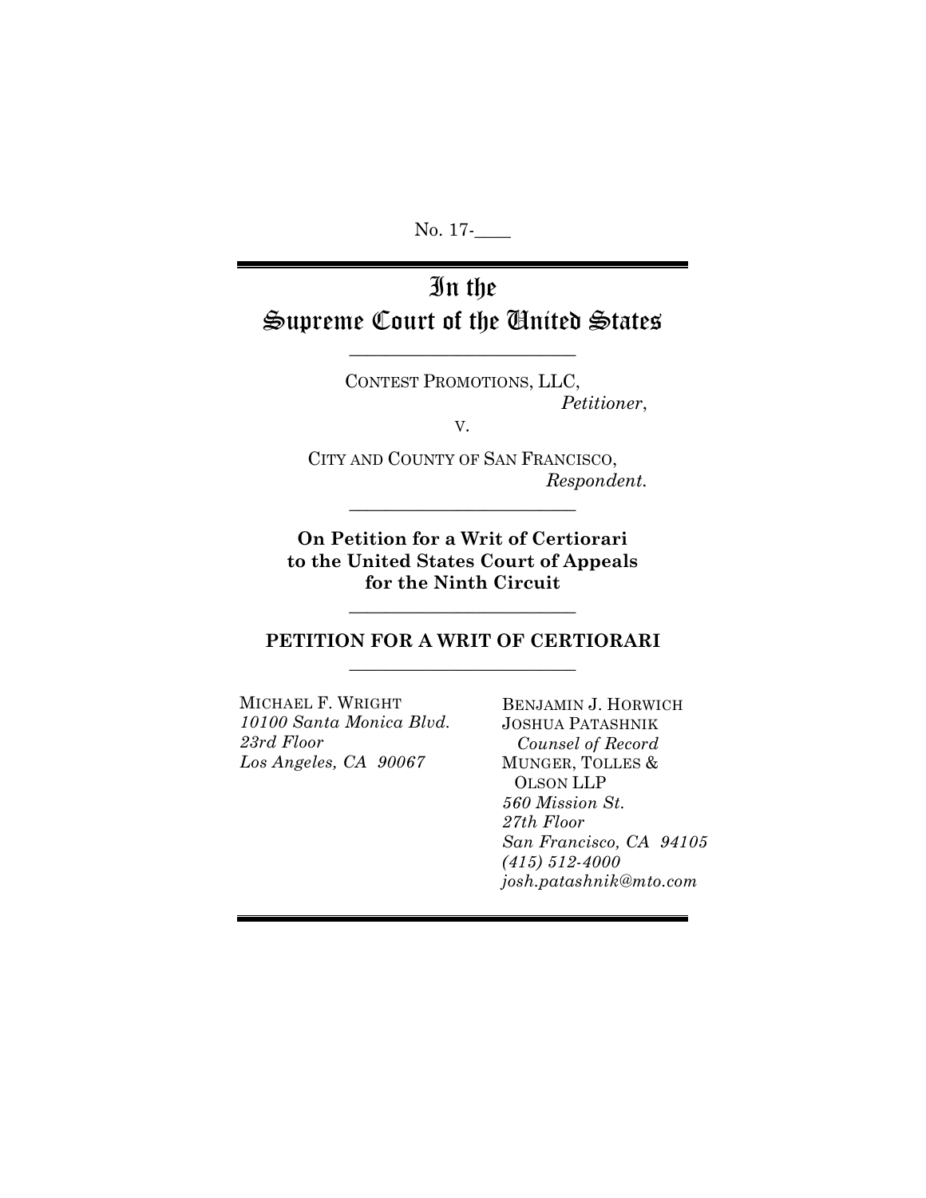No. 17-____

# In the Supreme Court of the United States

CONTEST PROMOTIONS, LLC,
*Petitioner*,

v.

CITY AND COUNTY OF SAN FRANCISCO,
*Respondent.*

**On Petition for a Writ of Certiorari to the United States Court of Appeals for the Ninth Circuit**

## PETITION FOR A WRIT OF CERTIORARI

MICHAEL F. WRIGHT
*10100 Santa Monica Blvd.*
*23rd Floor*
*Los Angeles, CA 90067*

BENJAMIN J. HORWICH
JOSHUA PATASHNIK
*Counsel of Record*
MUNGER, TOLLES & OLSON LLP
*560 Mission St.*
*27th Floor*
*San Francisco, CA 94105*
*(415) 512-4000*
*josh.patashnik@mto.com*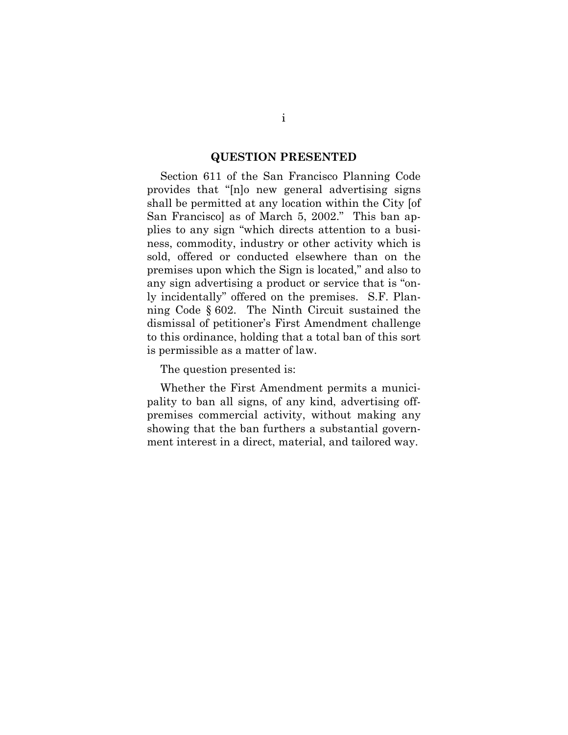## QUESTION PRESENTED

Section 611 of the San Francisco Planning Code provides that "[n]o new general advertising signs shall be permitted at any location within the City [of San Francisco] as of March 5, 2002." This ban applies to any sign "which directs attention to a business, commodity, industry or other activity which is sold, offered or conducted elsewhere than on the premises upon which the Sign is located," and also to any sign advertising a product or service that is "only incidentally" offered on the premises. S.F. Planning Code § 602. The Ninth Circuit sustained the dismissal of petitioner's First Amendment challenge to this ordinance, holding that a total ban of this sort is permissible as a matter of law.

The question presented is:

Whether the First Amendment permits a municipality to ban all signs, of any kind, advertising off-premises commercial activity, without making any showing that the ban furthers a substantial government interest in a direct, material, and tailored way.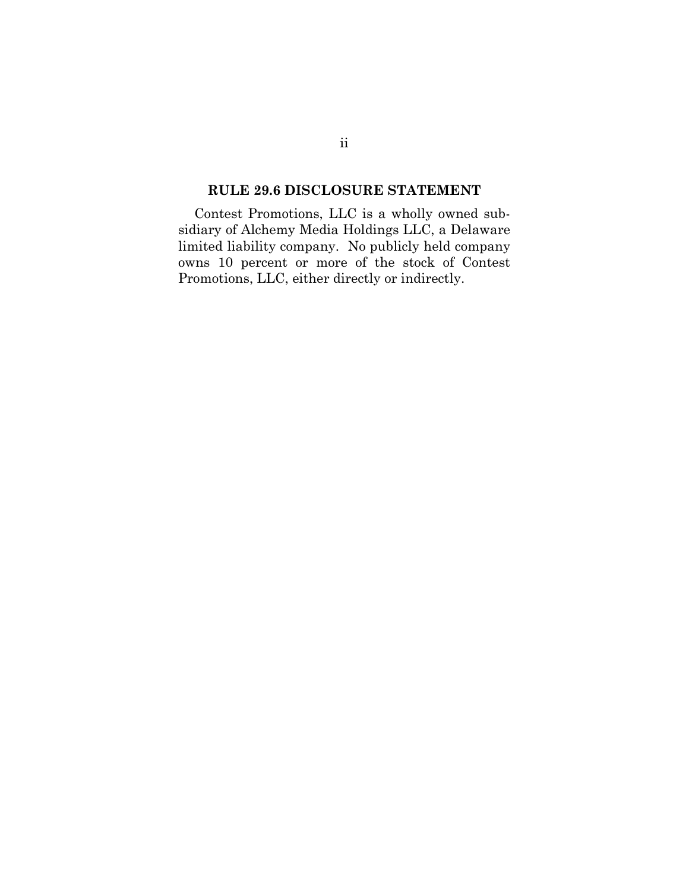## RULE 29.6 DISCLOSURE STATEMENT

Contest Promotions, LLC is a wholly owned subsidiary of Alchemy Media Holdings LLC, a Delaware limited liability company. No publicly held company owns 10 percent or more of the stock of Contest Promotions, LLC, either directly or indirectly.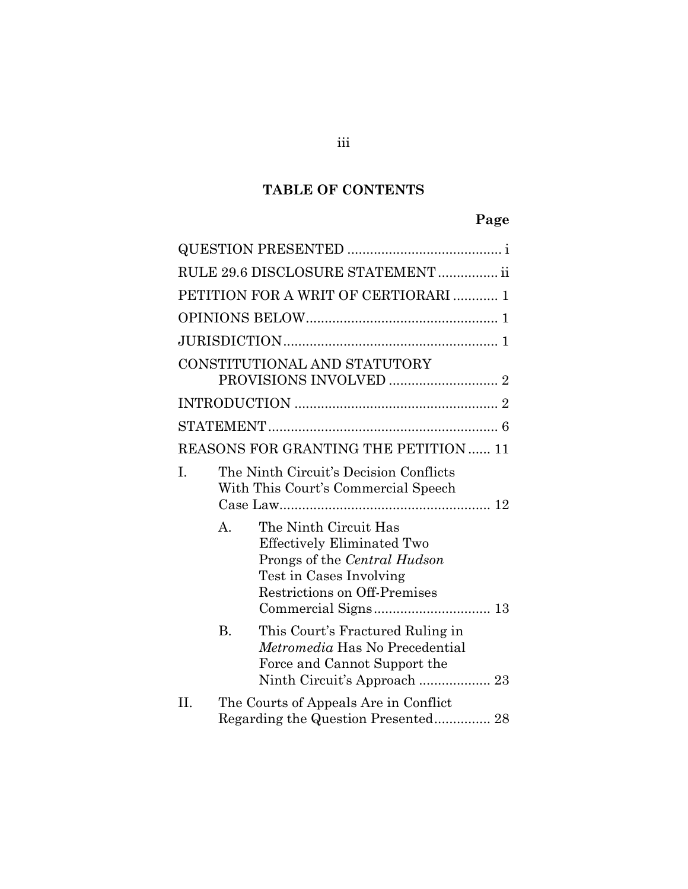## TABLE OF CONTENTS

| | Page |
|---|---|
| QUESTION PRESENTED | i |
| RULE 29.6 DISCLOSURE STATEMENT | ii |
| PETITION FOR A WRIT OF CERTIORARI | 1 |
| OPINIONS BELOW | 1 |
| JURISDICTION | 1 |
| CONSTITUTIONAL AND STATUTORY PROVISIONS INVOLVED | 2 |
| INTRODUCTION | 2 |
| STATEMENT | 6 |
| REASONS FOR GRANTING THE PETITION | 11 |
| I. The Ninth Circuit's Decision Conflicts With This Court's Commercial Speech Case Law | 12 |
| A. The Ninth Circuit Has Effectively Eliminated Two Prongs of the *Central Hudson* Test in Cases Involving Restrictions on Off-Premises Commercial Signs | 13 |
| B. This Court's Fractured Ruling in *Metromedia* Has No Precedential Force and Cannot Support the Ninth Circuit's Approach | 23 |
| II. The Courts of Appeals Are in Conflict Regarding the Question Presented | 28 |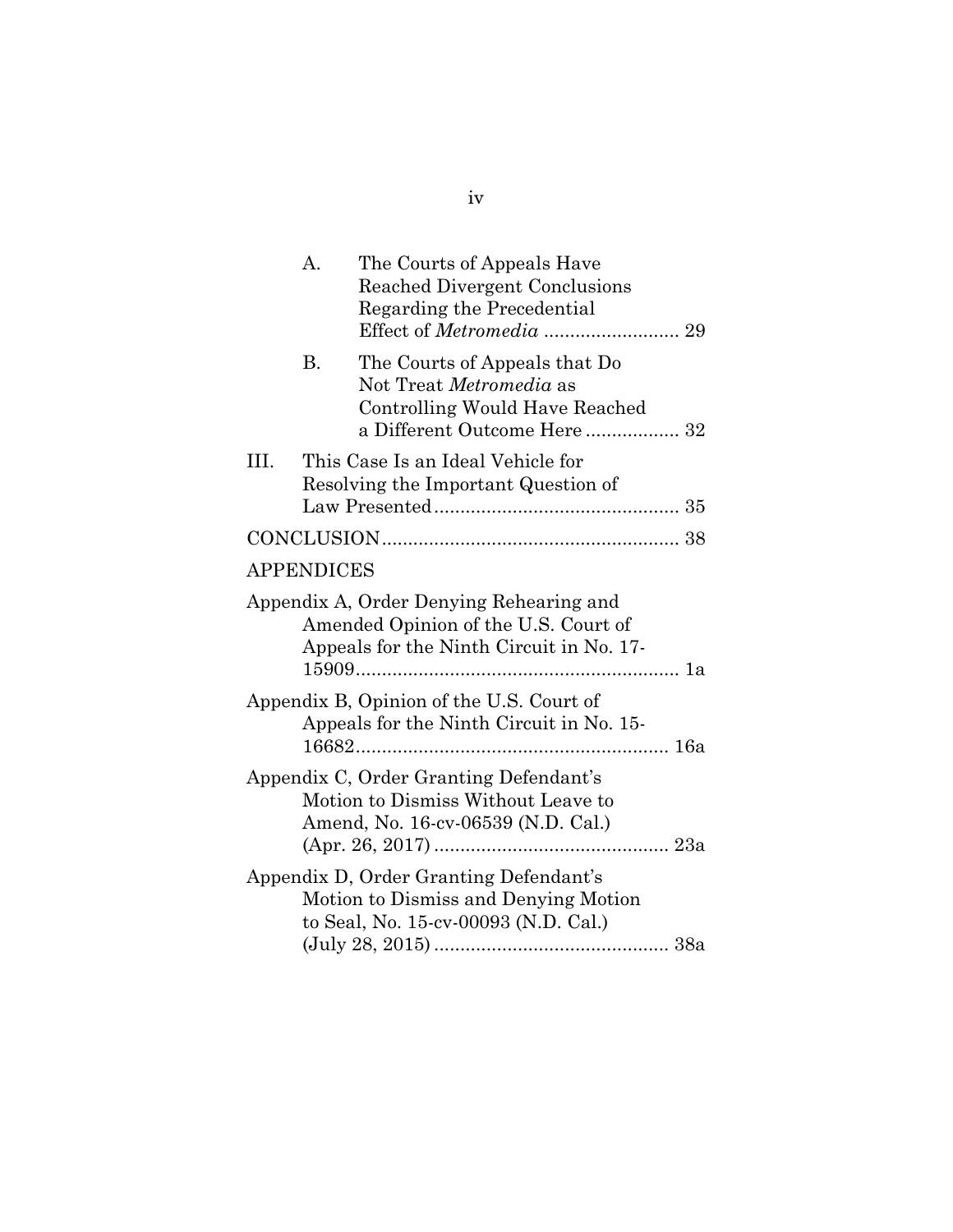A. The Courts of Appeals Have Reached Divergent Conclusions Regarding the Precedential Effect of *Metromedia* .......................... 29

B. The Courts of Appeals that Do Not Treat *Metromedia* as Controlling Would Have Reached a Different Outcome Here .................. 32

III. This Case Is an Ideal Vehicle for Resolving the Important Question of Law Presented............................................... 35

CONCLUSION......................................................... 38

APPENDICES

Appendix A, Order Denying Rehearing and Amended Opinion of the U.S. Court of Appeals for the Ninth Circuit in No. 17-15909.............................................................. 1a

Appendix B, Opinion of the U.S. Court of Appeals for the Ninth Circuit in No. 15-16682............................................................ 16a

Appendix C, Order Granting Defendant's Motion to Dismiss Without Leave to Amend, No. 16-cv-06539 (N.D. Cal.) (Apr. 26, 2017) ............................................ 23a

Appendix D, Order Granting Defendant's Motion to Dismiss and Denying Motion to Seal, No. 15-cv-00093 (N.D. Cal.) (July 28, 2015) ............................................ 38a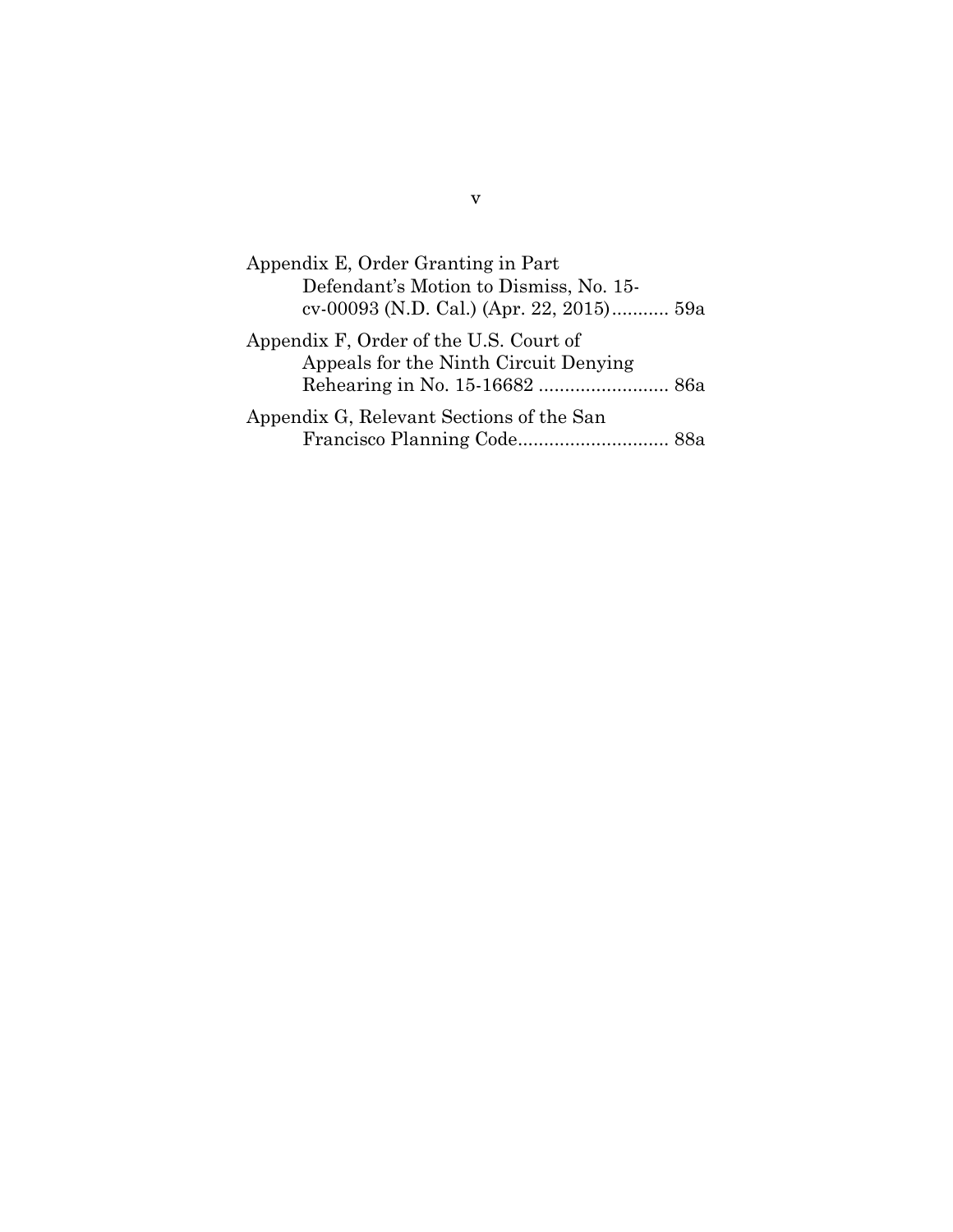Appendix E, Order Granting in Part
Defendant's Motion to Dismiss, No. 15-cv-00093 (N.D. Cal.) (Apr. 22, 2015)........... 59a

Appendix F, Order of the U.S. Court of
Appeals for the Ninth Circuit Denying
Rehearing in No. 15-16682 ......................... 86a

Appendix G, Relevant Sections of the San
Francisco Planning Code............................. 88a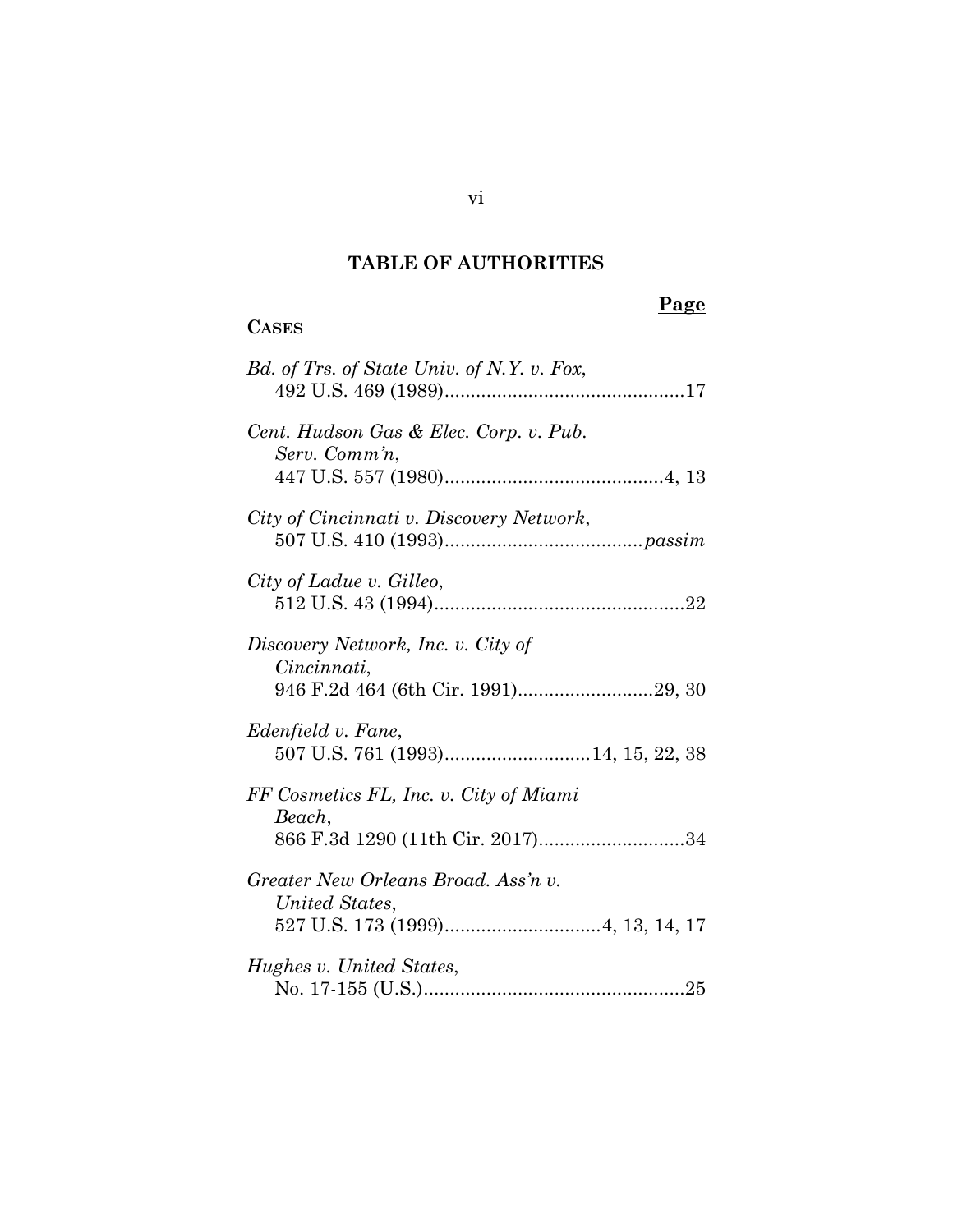# TABLE OF AUTHORITIES

**Page**

**CASES**

*Bd. of Trs. of State Univ. of N.Y. v. Fox*, 492 U.S. 469 (1989)..............................................17

*Cent. Hudson Gas & Elec. Corp. v. Pub. Serv. Comm'n*, 447 U.S. 557 (1980)..........................................4, 13

*City of Cincinnati v. Discovery Network*, 507 U.S. 410 (1993).....................................*passim*

*City of Ladue v. Gilleo*, 512 U.S. 43 (1994)................................................22

*Discovery Network, Inc. v. City of Cincinnati*, 946 F.2d 464 (6th Cir. 1991)..........................29, 30

*Edenfield v. Fane*, 507 U.S. 761 (1993)............................14, 15, 22, 38

*FF Cosmetics FL, Inc. v. City of Miami Beach*, 866 F.3d 1290 (11th Cir. 2017)............................34

*Greater New Orleans Broad. Ass'n v. United States*, 527 U.S. 173 (1999)..............................4, 13, 14, 17

*Hughes v. United States*, No. 17-155 (U.S.)..................................................25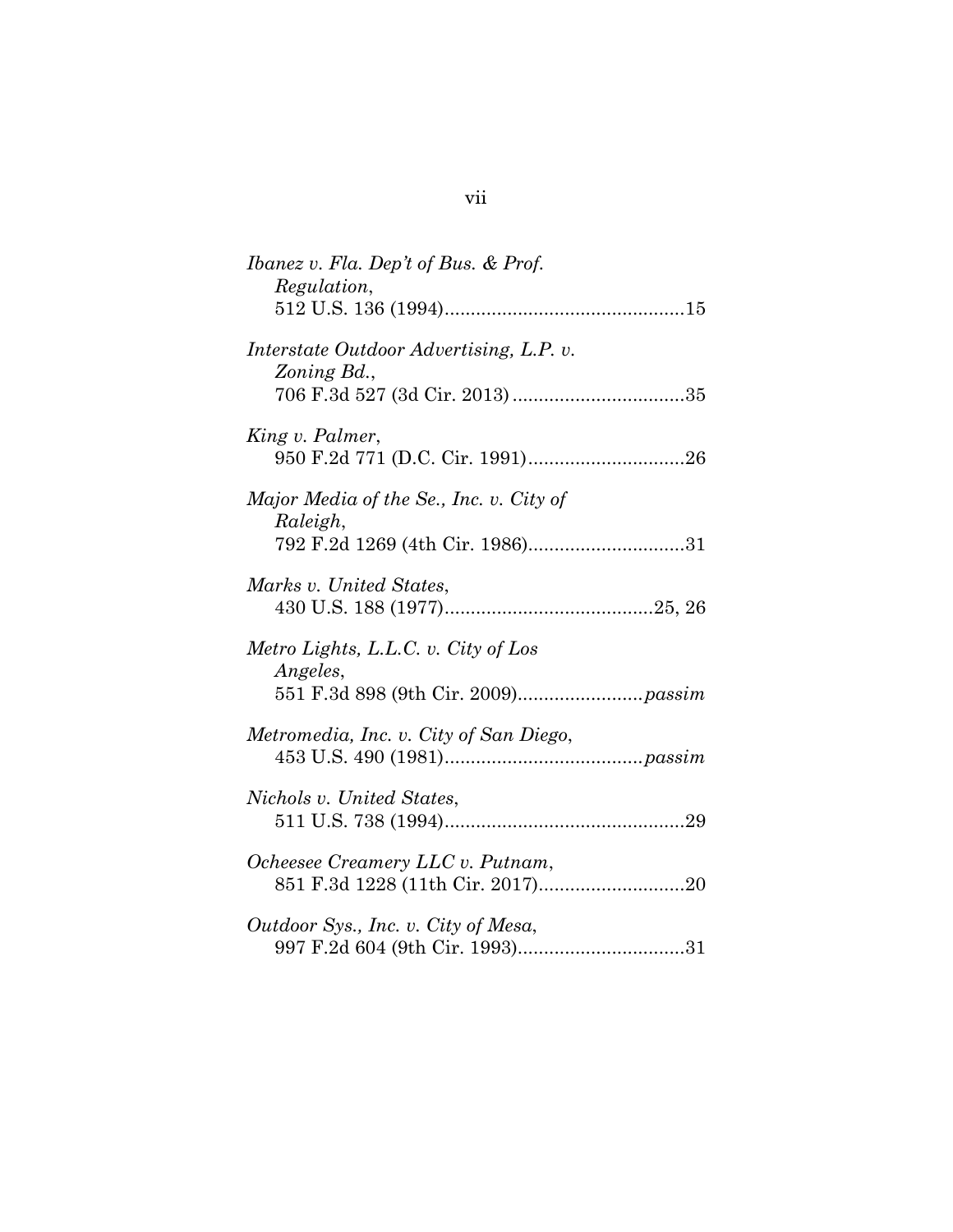*Ibanez v. Fla. Dep't of Bus. & Prof. Regulation*,
512 U.S. 136 (1994)..............................................15

*Interstate Outdoor Advertising, L.P. v. Zoning Bd.*,
706 F.3d 527 (3d Cir. 2013) .................................35

*King v. Palmer*,
950 F.2d 771 (D.C. Cir. 1991)..............................26

*Major Media of the Se., Inc. v. City of Raleigh*,
792 F.2d 1269 (4th Cir. 1986)..............................31

*Marks v. United States*,
430 U.S. 188 (1977)........................................25, 26

*Metro Lights, L.L.C. v. City of Los Angeles*,
551 F.3d 898 (9th Cir. 2009)........................*passim*

*Metromedia, Inc. v. City of San Diego*,
453 U.S. 490 (1981).....................................*passim*

*Nichols v. United States*,
511 U.S. 738 (1994)..............................................29

*Ocheesee Creamery LLC v. Putnam*,
851 F.3d 1228 (11th Cir. 2017)............................20

*Outdoor Sys., Inc. v. City of Mesa*,
997 F.2d 604 (9th Cir. 1993)................................31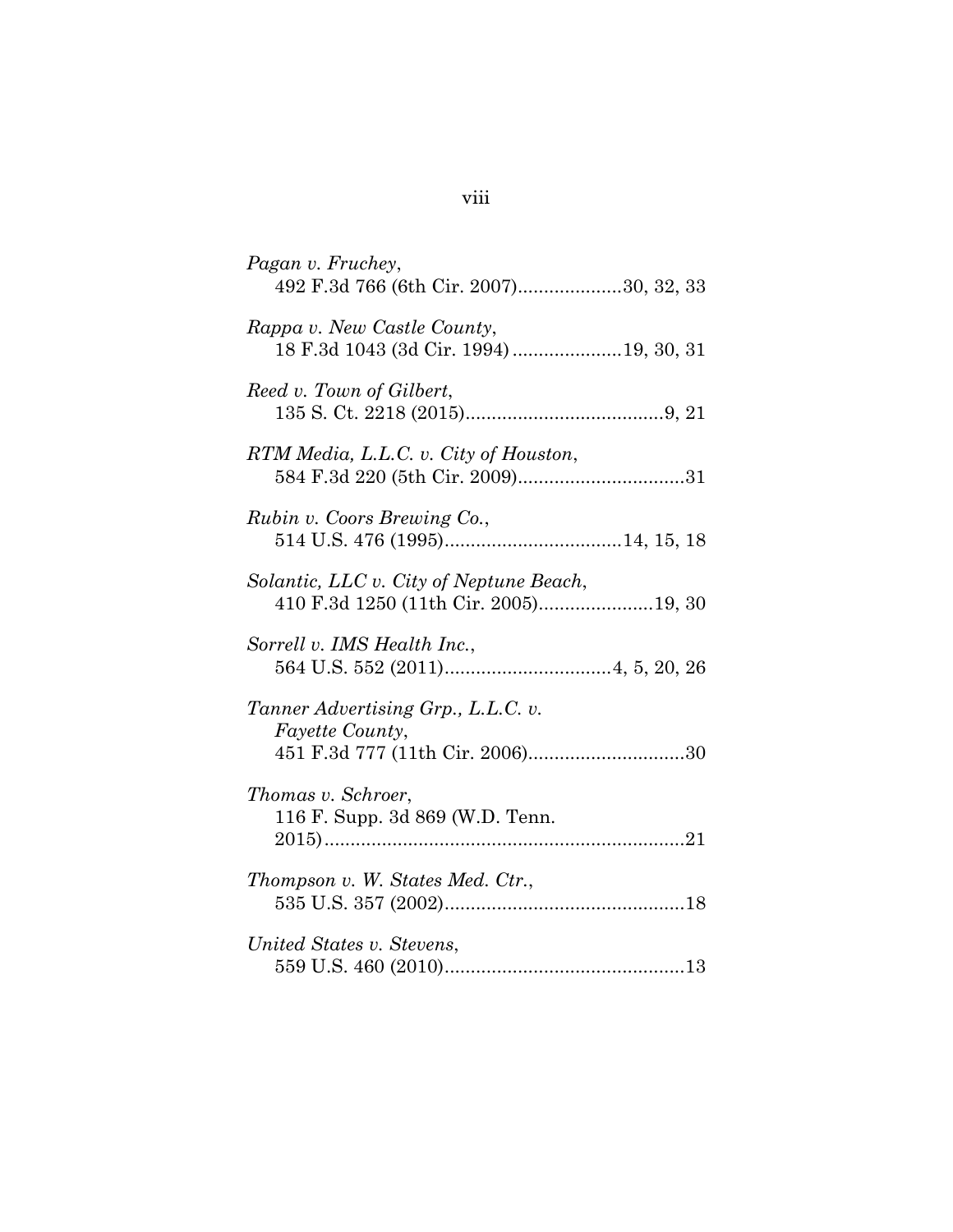*Pagan v. Fruchey*,
492 F.3d 766 (6th Cir. 2007)....................30, 32, 33

*Rappa v. New Castle County*,
18 F.3d 1043 (3d Cir. 1994) ....................19, 30, 31

*Reed v. Town of Gilbert*,
135 S. Ct. 2218 (2015)......................................9, 21

*RTM Media, L.L.C. v. City of Houston*,
584 F.3d 220 (5th Cir. 2009)................................31

*Rubin v. Coors Brewing Co.*,
514 U.S. 476 (1995).................................14, 15, 18

*Solantic, LLC v. City of Neptune Beach*,
410 F.3d 1250 (11th Cir. 2005)......................19, 30

*Sorrell v. IMS Health Inc.*,
564 U.S. 552 (2011)................................4, 5, 20, 26

*Tanner Advertising Grp., L.L.C. v. Fayette County*,
451 F.3d 777 (11th Cir. 2006)..............................30

*Thomas v. Schroer*,
116 F. Supp. 3d 869 (W.D. Tenn. 2015)....................................................................21

*Thompson v. W. States Med. Ctr.*,
535 U.S. 357 (2002)..............................................18

*United States v. Stevens*,
559 U.S. 460 (2010)..............................................13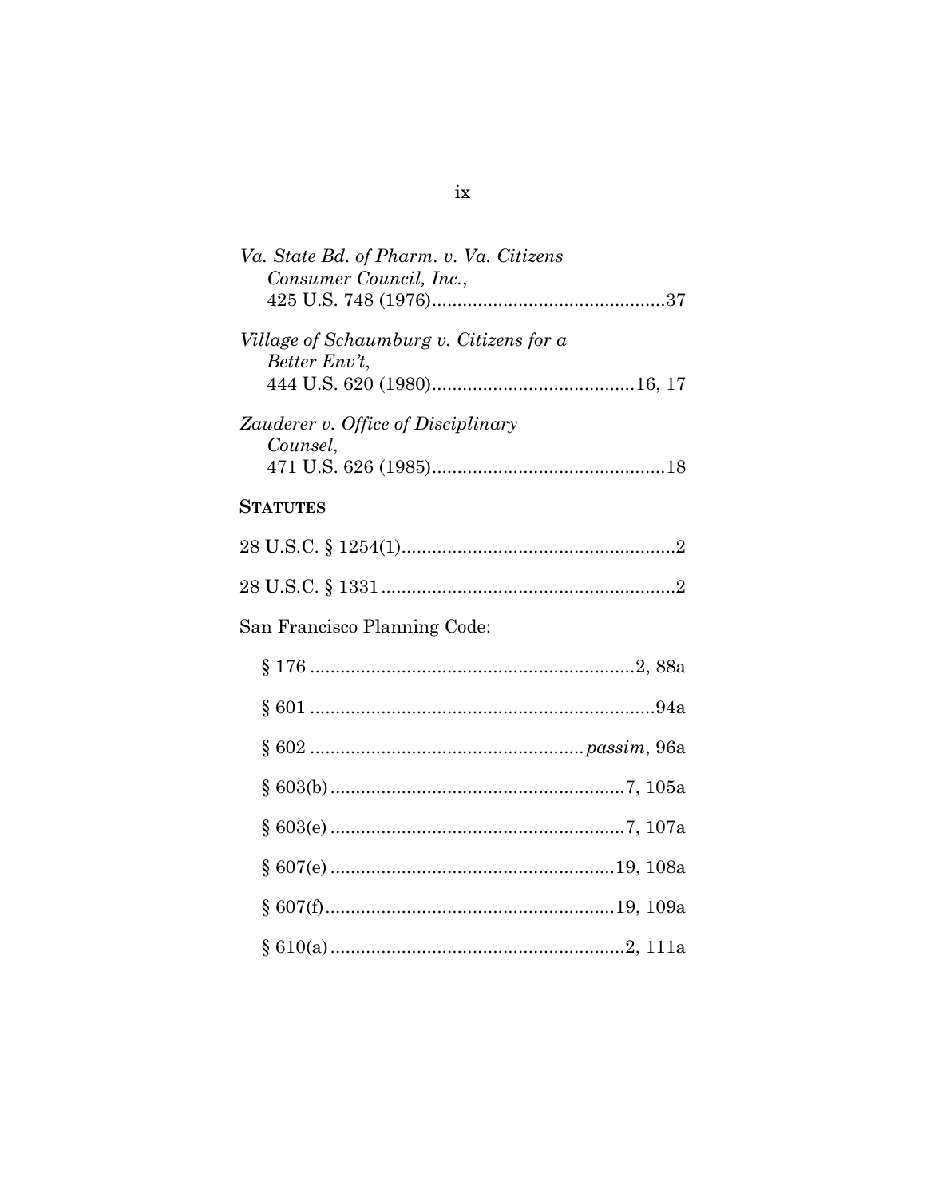*Va. State Bd. of Pharm. v. Va. Citizens Consumer Council, Inc.*,
425 U.S. 748 (1976)..............................................37

*Village of Schaumburg v. Citizens for a Better Env't*,
444 U.S. 620 (1980).......................................16, 17

*Zauderer v. Office of Disciplinary Counsel*,
471 U.S. 626 (1985)..............................................18

**STATUTES**

28 U.S.C. § 1254(1)......................................................2

28 U.S.C. § 1331..........................................................2

San Francisco Planning Code:

§ 176 ...............................................................2, 88a

§ 601 ....................................................................94a

§ 602 ......................................................*passim*, 96a

§ 603(b)...........................................................7, 105a

§ 603(e) ..........................................................7, 107a

§ 607(e) ........................................................19, 108a

§ 607(f).........................................................19, 109a

§ 610(a)...........................................................2, 111a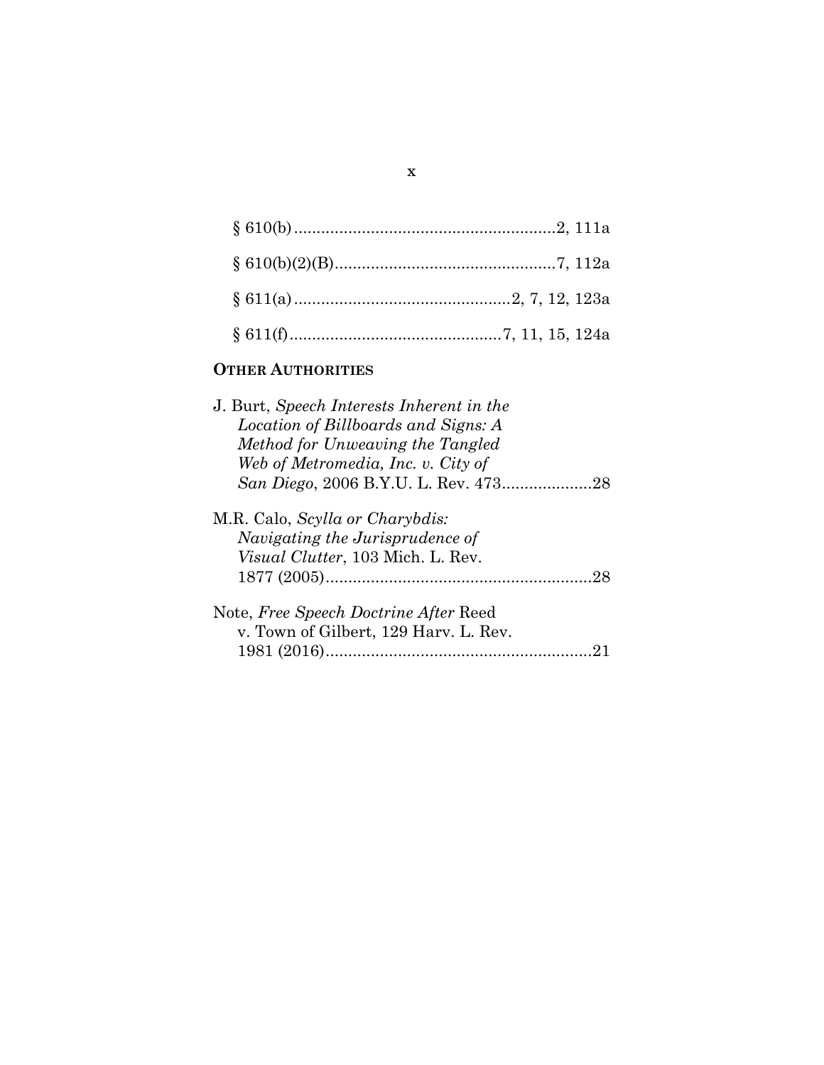§ 610(b) .........................................................2, 111a

§ 610(b)(2)(B)................................................7, 112a

§ 611(a) ...............................................2, 7, 12, 123a

§ 611(f)..............................................7, 11, 15, 124a

**OTHER AUTHORITIES**

J. Burt, *Speech Interests Inherent in the Location of Billboards and Signs: A Method for Unweaving the Tangled Web of Metromedia, Inc. v. City of San Diego*, 2006 B.Y.U. L. Rev. 473....................28

M.R. Calo, *Scylla or Charybdis: Navigating the Jurisprudence of Visual Clutter*, 103 Mich. L. Rev. 1877 (2005)..........................................................28

Note, *Free Speech Doctrine After* Reed v. Town of Gilbert, 129 Harv. L. Rev. 1981 (2016)..........................................................21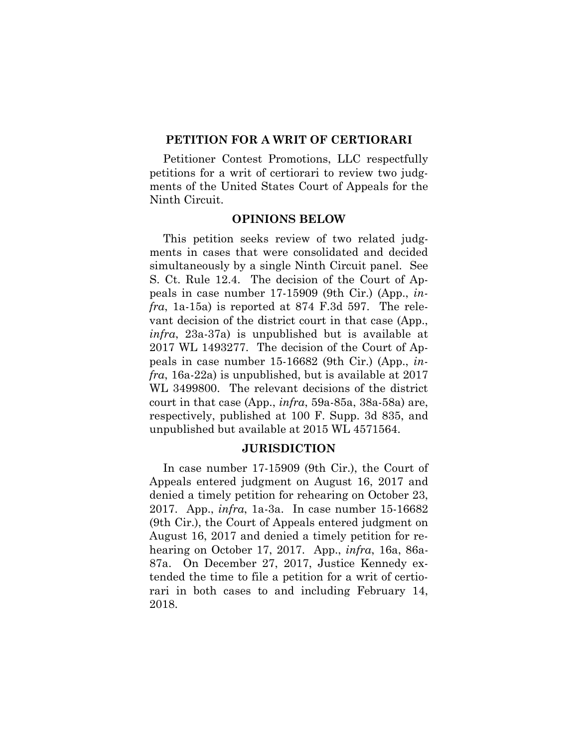## PETITION FOR A WRIT OF CERTIORARI

Petitioner Contest Promotions, LLC respectfully petitions for a writ of certiorari to review two judgments of the United States Court of Appeals for the Ninth Circuit.

## OPINIONS BELOW

This petition seeks review of two related judgments in cases that were consolidated and decided simultaneously by a single Ninth Circuit panel. See S. Ct. Rule 12.4. The decision of the Court of Appeals in case number 17-15909 (9th Cir.) (App., *infra*, 1a-15a) is reported at 874 F.3d 597. The relevant decision of the district court in that case (App., *infra*, 23a-37a) is unpublished but is available at 2017 WL 1493277. The decision of the Court of Appeals in case number 15-16682 (9th Cir.) (App., *infra*, 16a-22a) is unpublished, but is available at 2017 WL 3499800. The relevant decisions of the district court in that case (App., *infra*, 59a-85a, 38a-58a) are, respectively, published at 100 F. Supp. 3d 835, and unpublished but available at 2015 WL 4571564.

## JURISDICTION

In case number 17-15909 (9th Cir.), the Court of Appeals entered judgment on August 16, 2017 and denied a timely petition for rehearing on October 23, 2017. App., *infra*, 1a-3a. In case number 15-16682 (9th Cir.), the Court of Appeals entered judgment on August 16, 2017 and denied a timely petition for rehearing on October 17, 2017. App., *infra*, 16a, 86a-87a. On December 27, 2017, Justice Kennedy extended the time to file a petition for a writ of certiorari in both cases to and including February 14, 2018.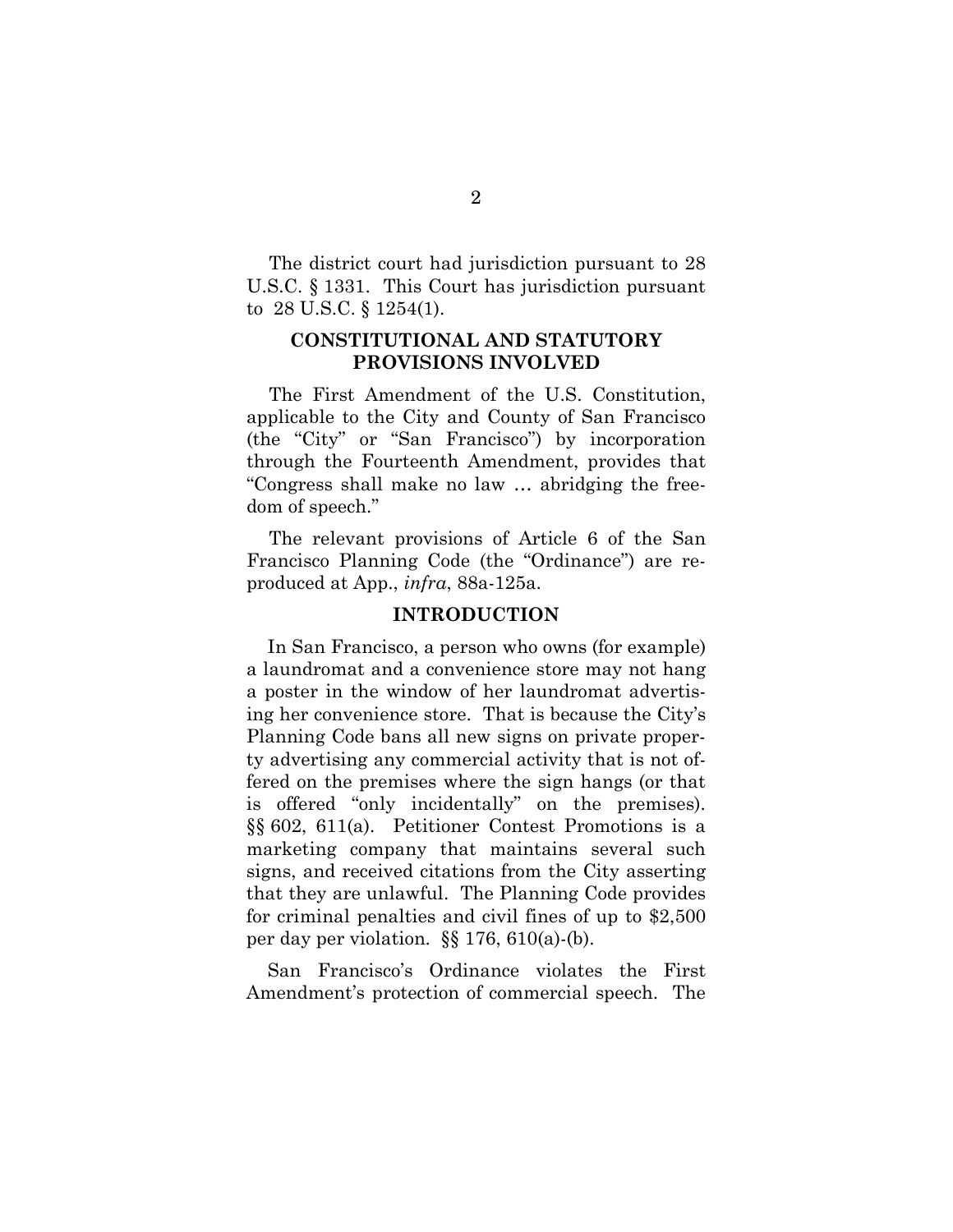The district court had jurisdiction pursuant to 28 U.S.C. § 1331. This Court has jurisdiction pursuant to 28 U.S.C. § 1254(1).

## CONSTITUTIONAL AND STATUTORY PROVISIONS INVOLVED

The First Amendment of the U.S. Constitution, applicable to the City and County of San Francisco (the "City" or "San Francisco") by incorporation through the Fourteenth Amendment, provides that "Congress shall make no law … abridging the freedom of speech."

The relevant provisions of Article 6 of the San Francisco Planning Code (the "Ordinance") are reproduced at App., *infra*, 88a-125a.

## INTRODUCTION

In San Francisco, a person who owns (for example) a laundromat and a convenience store may not hang a poster in the window of her laundromat advertising her convenience store. That is because the City's Planning Code bans all new signs on private property advertising any commercial activity that is not offered on the premises where the sign hangs (or that is offered "only incidentally" on the premises). §§ 602, 611(a). Petitioner Contest Promotions is a marketing company that maintains several such signs, and received citations from the City asserting that they are unlawful. The Planning Code provides for criminal penalties and civil fines of up to $2,500 per day per violation. §§ 176, 610(a)-(b).

San Francisco's Ordinance violates the First Amendment's protection of commercial speech. The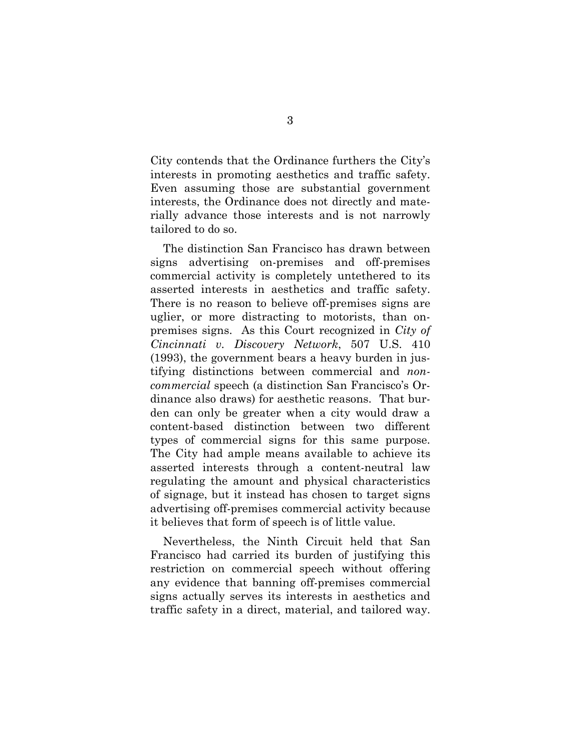City contends that the Ordinance furthers the City's interests in promoting aesthetics and traffic safety. Even assuming those are substantial government interests, the Ordinance does not directly and materially advance those interests and is not narrowly tailored to do so.

The distinction San Francisco has drawn between signs advertising on-premises and off-premises commercial activity is completely untethered to its asserted interests in aesthetics and traffic safety. There is no reason to believe off-premises signs are uglier, or more distracting to motorists, than on-premises signs. As this Court recognized in *City of Cincinnati v. Discovery Network*, 507 U.S. 410 (1993), the government bears a heavy burden in justifying distinctions between commercial and *non-commercial* speech (a distinction San Francisco's Ordinance also draws) for aesthetic reasons. That burden can only be greater when a city would draw a content-based distinction between two different types of commercial signs for this same purpose. The City had ample means available to achieve its asserted interests through a content-neutral law regulating the amount and physical characteristics of signage, but it instead has chosen to target signs advertising off-premises commercial activity because it believes that form of speech is of little value.

Nevertheless, the Ninth Circuit held that San Francisco had carried its burden of justifying this restriction on commercial speech without offering any evidence that banning off-premises commercial signs actually serves its interests in aesthetics and traffic safety in a direct, material, and tailored way.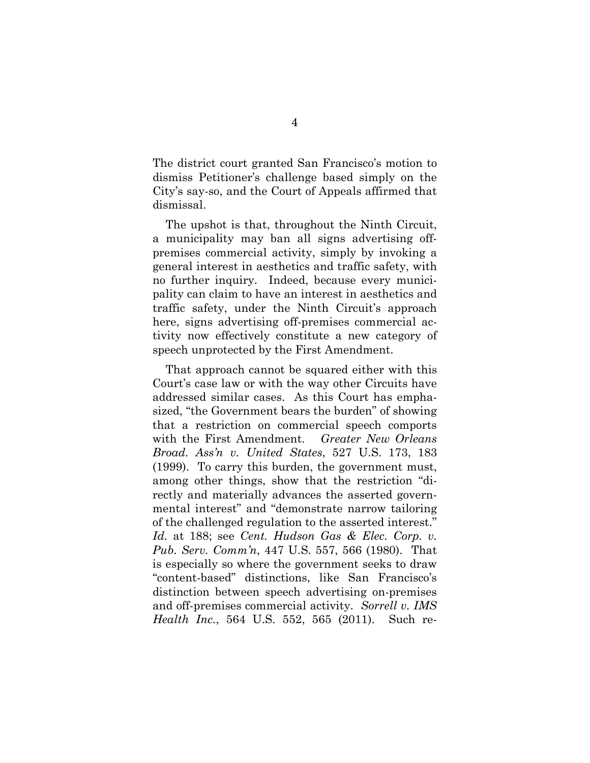The district court granted San Francisco's motion to dismiss Petitioner's challenge based simply on the City's say-so, and the Court of Appeals affirmed that dismissal.

The upshot is that, throughout the Ninth Circuit, a municipality may ban all signs advertising off-premises commercial activity, simply by invoking a general interest in aesthetics and traffic safety, with no further inquiry. Indeed, because every municipality can claim to have an interest in aesthetics and traffic safety, under the Ninth Circuit's approach here, signs advertising off-premises commercial activity now effectively constitute a new category of speech unprotected by the First Amendment.

That approach cannot be squared either with this Court's case law or with the way other Circuits have addressed similar cases. As this Court has emphasized, "the Government bears the burden" of showing that a restriction on commercial speech comports with the First Amendment. *Greater New Orleans Broad. Ass'n v. United States*, 527 U.S. 173, 183 (1999). To carry this burden, the government must, among other things, show that the restriction "directly and materially advances the asserted governmental interest" and "demonstrate narrow tailoring of the challenged regulation to the asserted interest." *Id.* at 188; see *Cent. Hudson Gas & Elec. Corp. v. Pub. Serv. Comm'n*, 447 U.S. 557, 566 (1980). That is especially so where the government seeks to draw "content-based" distinctions, like San Francisco's distinction between speech advertising on-premises and off-premises commercial activity. *Sorrell v. IMS Health Inc.*, 564 U.S. 552, 565 (2011). Such re-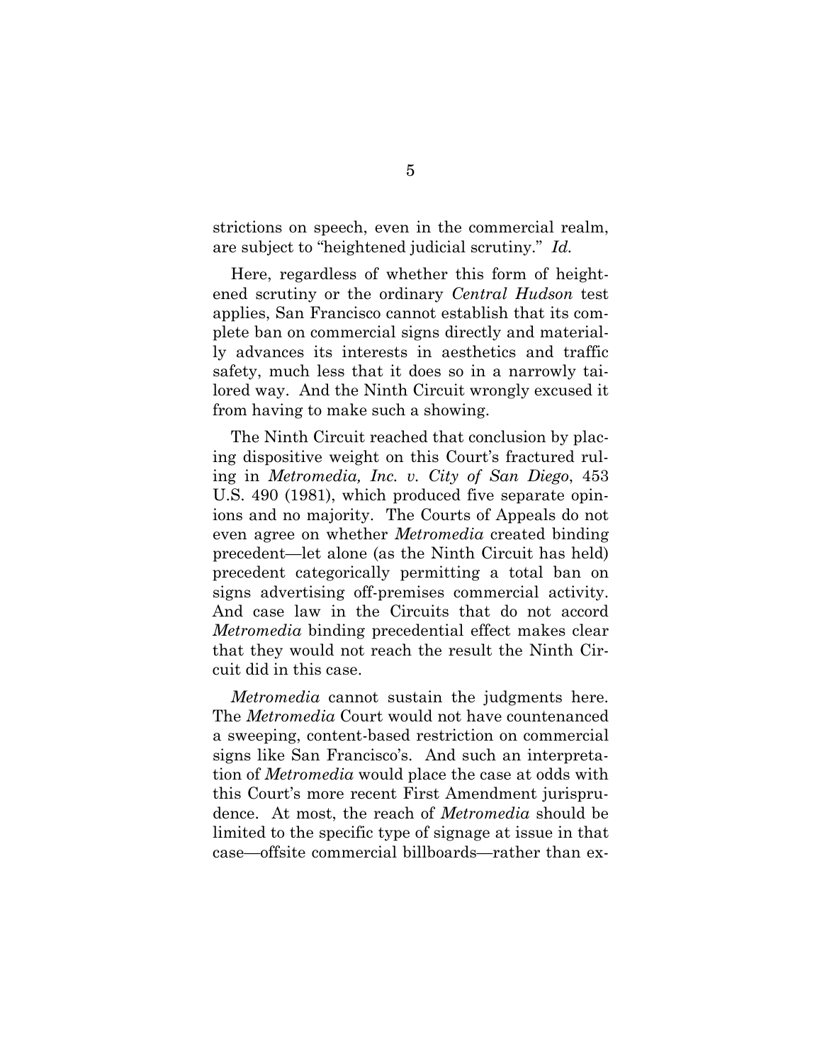strictions on speech, even in the commercial realm, are subject to "heightened judicial scrutiny." *Id.*

Here, regardless of whether this form of heightened scrutiny or the ordinary *Central Hudson* test applies, San Francisco cannot establish that its complete ban on commercial signs directly and materially advances its interests in aesthetics and traffic safety, much less that it does so in a narrowly tailored way. And the Ninth Circuit wrongly excused it from having to make such a showing.

The Ninth Circuit reached that conclusion by placing dispositive weight on this Court's fractured ruling in *Metromedia, Inc. v. City of San Diego*, 453 U.S. 490 (1981), which produced five separate opinions and no majority. The Courts of Appeals do not even agree on whether *Metromedia* created binding precedent—let alone (as the Ninth Circuit has held) precedent categorically permitting a total ban on signs advertising off-premises commercial activity. And case law in the Circuits that do not accord *Metromedia* binding precedential effect makes clear that they would not reach the result the Ninth Circuit did in this case.

*Metromedia* cannot sustain the judgments here. The *Metromedia* Court would not have countenanced a sweeping, content-based restriction on commercial signs like San Francisco's. And such an interpretation of *Metromedia* would place the case at odds with this Court's more recent First Amendment jurisprudence. At most, the reach of *Metromedia* should be limited to the specific type of signage at issue in that case—offsite commercial billboards—rather than ex-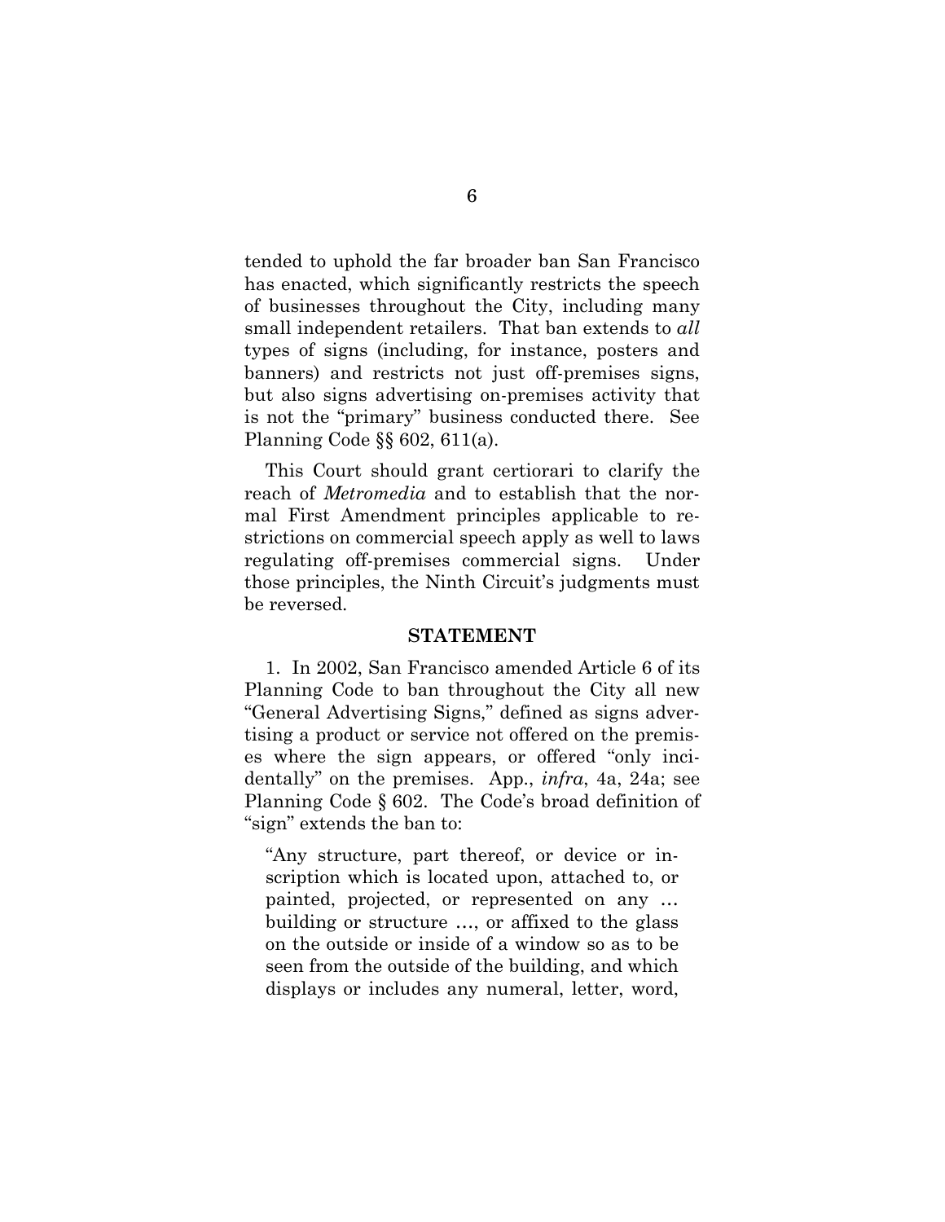tended to uphold the far broader ban San Francisco has enacted, which significantly restricts the speech of businesses throughout the City, including many small independent retailers. That ban extends to *all* types of signs (including, for instance, posters and banners) and restricts not just off-premises signs, but also signs advertising on-premises activity that is not the "primary" business conducted there. See Planning Code §§ 602, 611(a).

This Court should grant certiorari to clarify the reach of *Metromedia* and to establish that the normal First Amendment principles applicable to restrictions on commercial speech apply as well to laws regulating off-premises commercial signs. Under those principles, the Ninth Circuit's judgments must be reversed.

## STATEMENT

1. In 2002, San Francisco amended Article 6 of its Planning Code to ban throughout the City all new "General Advertising Signs," defined as signs advertising a product or service not offered on the premises where the sign appears, or offered "only incidentally" on the premises. App., *infra*, 4a, 24a; see Planning Code § 602. The Code's broad definition of "sign" extends the ban to:

> "Any structure, part thereof, or device or inscription which is located upon, attached to, or painted, projected, or represented on any … building or structure …, or affixed to the glass on the outside or inside of a window so as to be seen from the outside of the building, and which displays or includes any numeral, letter, word,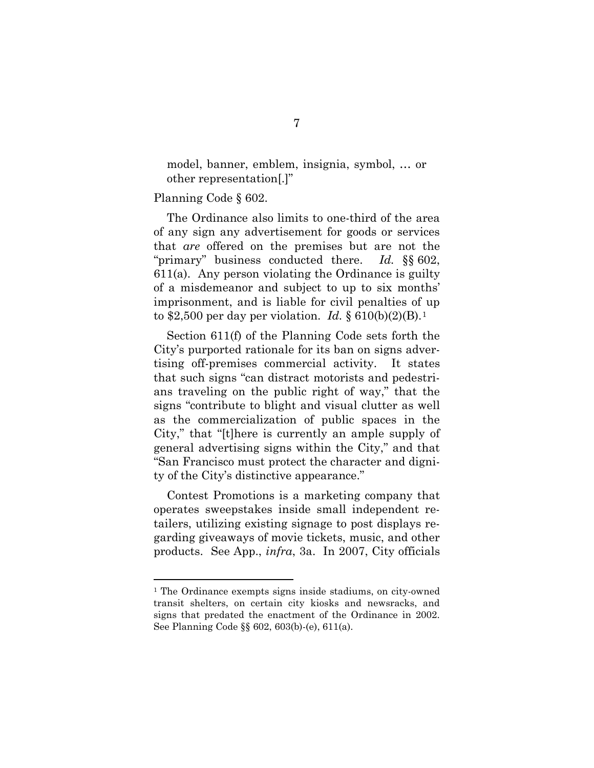model, banner, emblem, insignia, symbol, … or other representation[.]"

Planning Code § 602.

The Ordinance also limits to one-third of the area of any sign any advertisement for goods or services that *are* offered on the premises but are not the "primary" business conducted there. *Id.* §§ 602, 611(a). Any person violating the Ordinance is guilty of a misdemeanor and subject to up to six months' imprisonment, and is liable for civil penalties of up to $2,500 per day per violation. *Id.* § 610(b)(2)(B).[1]

Section 611(f) of the Planning Code sets forth the City's purported rationale for its ban on signs advertising off-premises commercial activity. It states that such signs "can distract motorists and pedestrians traveling on the public right of way," that the signs "contribute to blight and visual clutter as well as the commercialization of public spaces in the City," that "[t]here is currently an ample supply of general advertising signs within the City," and that "San Francisco must protect the character and dignity of the City's distinctive appearance."

Contest Promotions is a marketing company that operates sweepstakes inside small independent retailers, utilizing existing signage to post displays regarding giveaways of movie tickets, music, and other products. See App., *infra*, 3a. In 2007, City officials

---

[1] The Ordinance exempts signs inside stadiums, on city-owned transit shelters, on certain city kiosks and newsracks, and signs that predated the enactment of the Ordinance in 2002. See Planning Code §§ 602, 603(b)-(e), 611(a).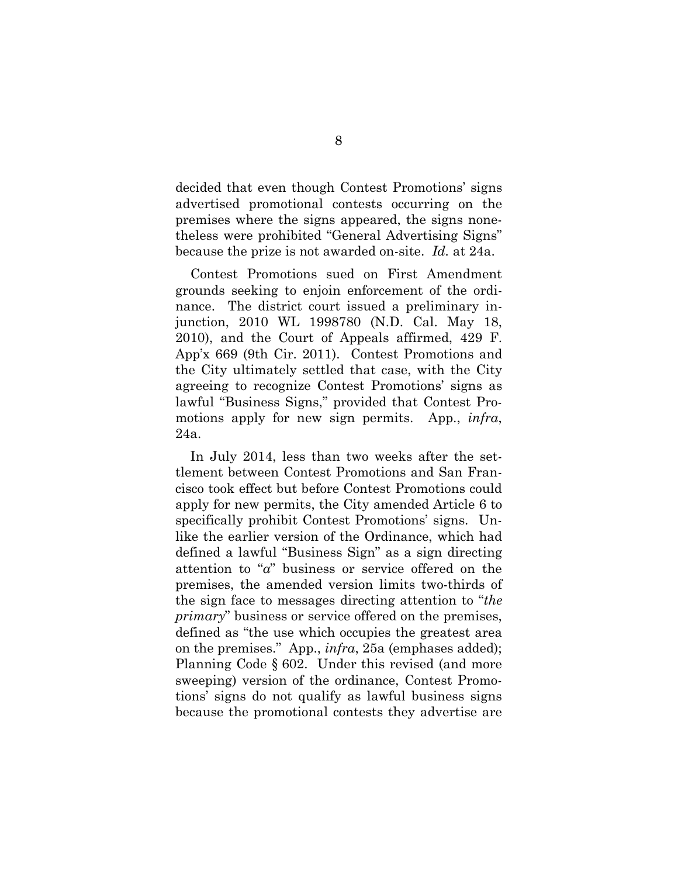decided that even though Contest Promotions' signs advertised promotional contests occurring on the premises where the signs appeared, the signs nonetheless were prohibited "General Advertising Signs" because the prize is not awarded on-site. *Id.* at 24a.

Contest Promotions sued on First Amendment grounds seeking to enjoin enforcement of the ordinance. The district court issued a preliminary injunction, 2010 WL 1998780 (N.D. Cal. May 18, 2010), and the Court of Appeals affirmed, 429 F. App'x 669 (9th Cir. 2011). Contest Promotions and the City ultimately settled that case, with the City agreeing to recognize Contest Promotions' signs as lawful "Business Signs," provided that Contest Promotions apply for new sign permits. App., *infra*, 24a.

In July 2014, less than two weeks after the settlement between Contest Promotions and San Francisco took effect but before Contest Promotions could apply for new permits, the City amended Article 6 to specifically prohibit Contest Promotions' signs. Unlike the earlier version of the Ordinance, which had defined a lawful "Business Sign" as a sign directing attention to "*a*" business or service offered on the premises, the amended version limits two-thirds of the sign face to messages directing attention to "*the primary*" business or service offered on the premises, defined as "the use which occupies the greatest area on the premises." App., *infra*, 25a (emphases added); Planning Code § 602. Under this revised (and more sweeping) version of the ordinance, Contest Promotions' signs do not qualify as lawful business signs because the promotional contests they advertise are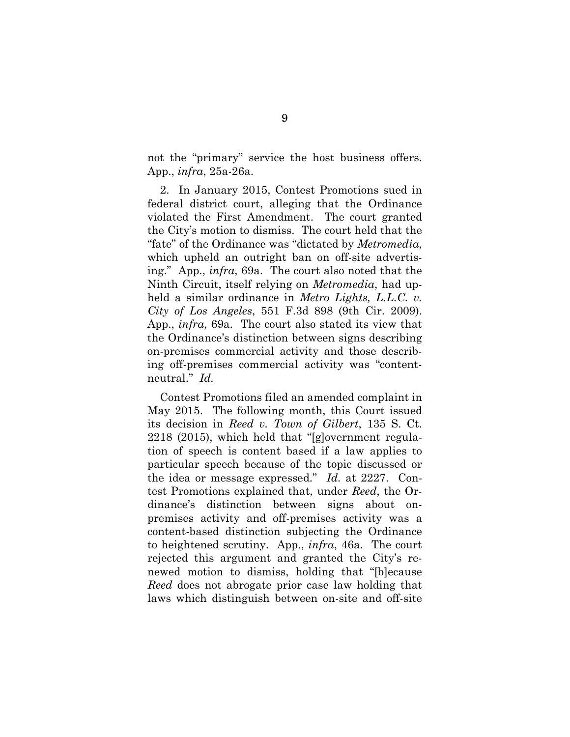not the "primary" service the host business offers. App., *infra*, 25a-26a.

2. In January 2015, Contest Promotions sued in federal district court, alleging that the Ordinance violated the First Amendment. The court granted the City's motion to dismiss. The court held that the "fate" of the Ordinance was "dictated by *Metromedia*, which upheld an outright ban on off-site advertising." App., *infra*, 69a. The court also noted that the Ninth Circuit, itself relying on *Metromedia*, had upheld a similar ordinance in *Metro Lights, L.L.C. v. City of Los Angeles*, 551 F.3d 898 (9th Cir. 2009). App., *infra*, 69a. The court also stated its view that the Ordinance's distinction between signs describing on-premises commercial activity and those describing off-premises commercial activity was "content-neutral." *Id.*

Contest Promotions filed an amended complaint in May 2015. The following month, this Court issued its decision in *Reed v. Town of Gilbert*, 135 S. Ct. 2218 (2015), which held that "[g]overnment regulation of speech is content based if a law applies to particular speech because of the topic discussed or the idea or message expressed." *Id.* at 2227. Contest Promotions explained that, under *Reed*, the Ordinance's distinction between signs about on-premises activity and off-premises activity was a content-based distinction subjecting the Ordinance to heightened scrutiny. App., *infra*, 46a. The court rejected this argument and granted the City's renewed motion to dismiss, holding that "[b]ecause *Reed* does not abrogate prior case law holding that laws which distinguish between on-site and off-site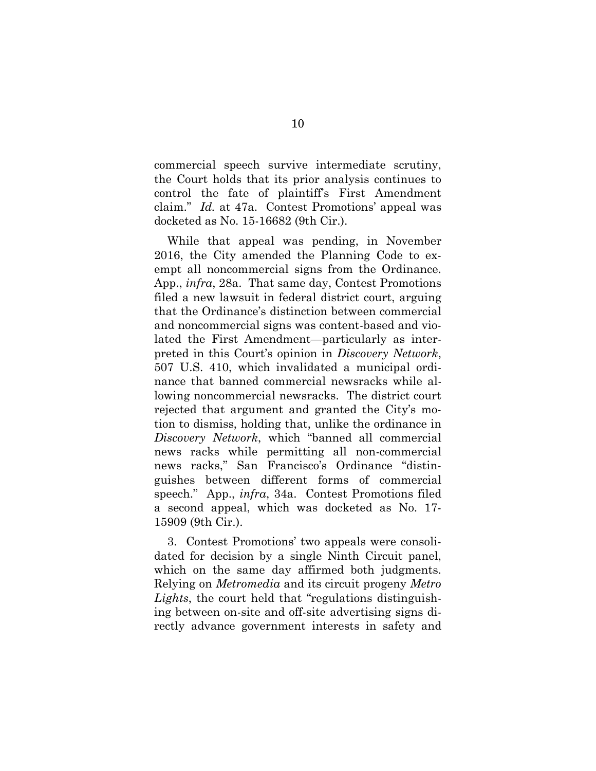commercial speech survive intermediate scrutiny, the Court holds that its prior analysis continues to control the fate of plaintiff's First Amendment claim." *Id.* at 47a. Contest Promotions' appeal was docketed as No. 15-16682 (9th Cir.).

While that appeal was pending, in November 2016, the City amended the Planning Code to exempt all noncommercial signs from the Ordinance. App., *infra*, 28a. That same day, Contest Promotions filed a new lawsuit in federal district court, arguing that the Ordinance's distinction between commercial and noncommercial signs was content-based and violated the First Amendment—particularly as interpreted in this Court's opinion in *Discovery Network*, 507 U.S. 410, which invalidated a municipal ordinance that banned commercial newsracks while allowing noncommercial newsracks. The district court rejected that argument and granted the City's motion to dismiss, holding that, unlike the ordinance in *Discovery Network*, which "banned all commercial news racks while permitting all non-commercial news racks," San Francisco's Ordinance "distinguishes between different forms of commercial speech." App., *infra*, 34a. Contest Promotions filed a second appeal, which was docketed as No. 17-15909 (9th Cir.).

3. Contest Promotions' two appeals were consolidated for decision by a single Ninth Circuit panel, which on the same day affirmed both judgments. Relying on *Metromedia* and its circuit progeny *Metro Lights*, the court held that "regulations distinguishing between on-site and off-site advertising signs directly advance government interests in safety and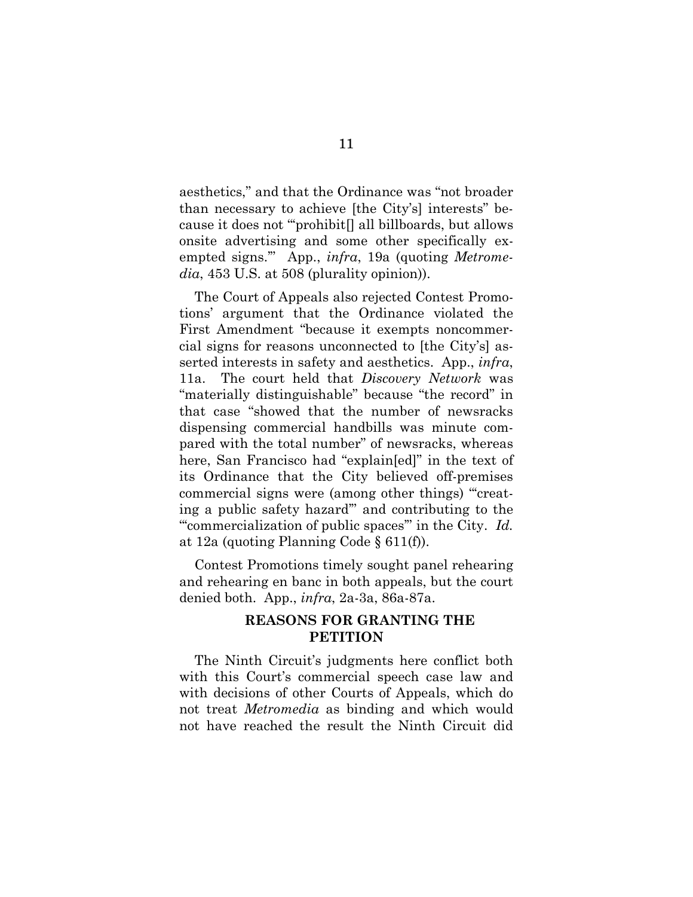aesthetics," and that the Ordinance was "not broader than necessary to achieve [the City's] interests" because it does not "'prohibit[] all billboards, but allows onsite advertising and some other specifically exempted signs.'" App., *infra*, 19a (quoting *Metromedia*, 453 U.S. at 508 (plurality opinion)).

The Court of Appeals also rejected Contest Promotions' argument that the Ordinance violated the First Amendment "because it exempts noncommercial signs for reasons unconnected to [the City's] asserted interests in safety and aesthetics. App., *infra*, 11a. The court held that *Discovery Network* was "materially distinguishable" because "the record" in that case "showed that the number of newsracks dispensing commercial handbills was minute compared with the total number" of newsracks, whereas here, San Francisco had "explain[ed]" in the text of its Ordinance that the City believed off-premises commercial signs were (among other things) "'creating a public safety hazard'" and contributing to the "'commercialization of public spaces'" in the City. *Id.* at 12a (quoting Planning Code § 611(f)).

Contest Promotions timely sought panel rehearing and rehearing en banc in both appeals, but the court denied both. App., *infra*, 2a-3a, 86a-87a.

## REASONS FOR GRANTING THE PETITION

The Ninth Circuit's judgments here conflict both with this Court's commercial speech case law and with decisions of other Courts of Appeals, which do not treat *Metromedia* as binding and which would not have reached the result the Ninth Circuit did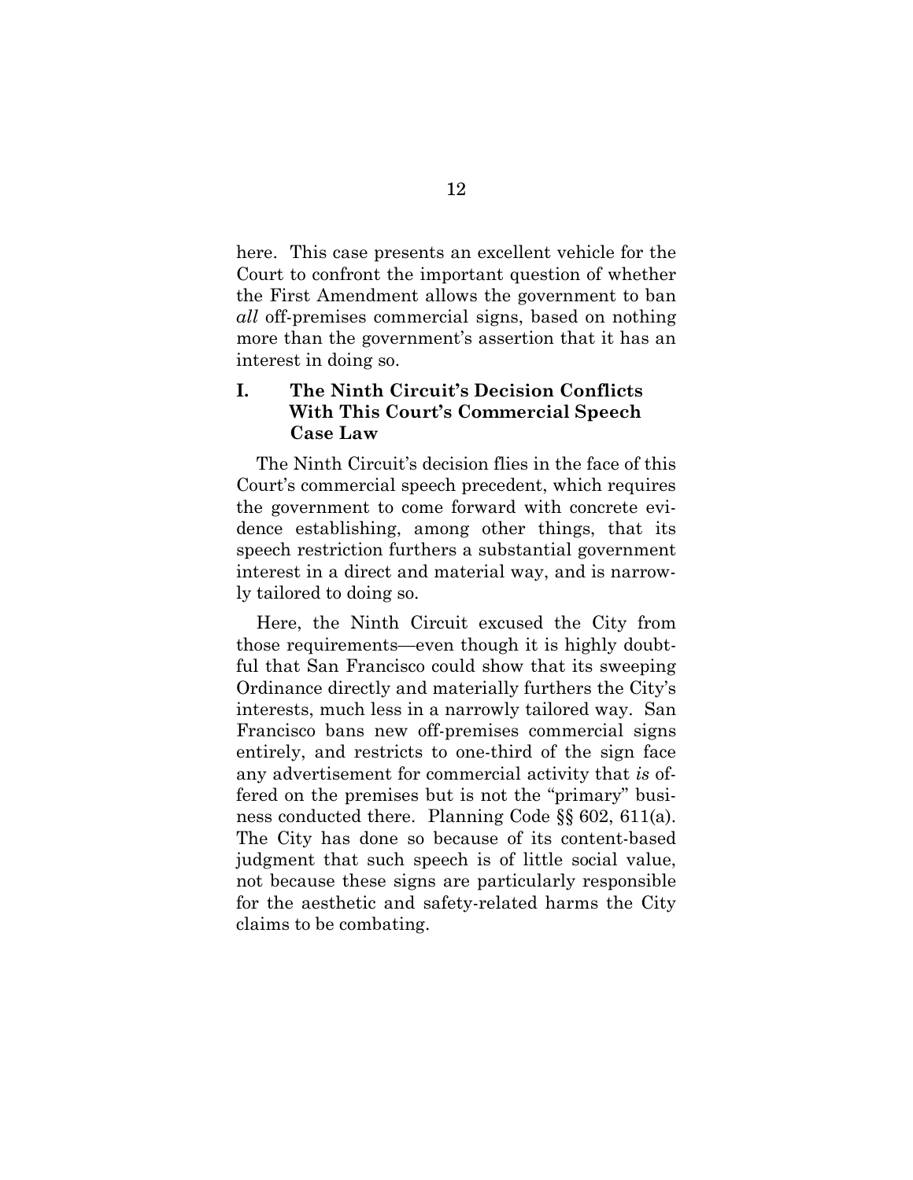here. This case presents an excellent vehicle for the Court to confront the important question of whether the First Amendment allows the government to ban *all* off-premises commercial signs, based on nothing more than the government's assertion that it has an interest in doing so.

## I. The Ninth Circuit's Decision Conflicts With This Court's Commercial Speech Case Law

The Ninth Circuit's decision flies in the face of this Court's commercial speech precedent, which requires the government to come forward with concrete evidence establishing, among other things, that its speech restriction furthers a substantial government interest in a direct and material way, and is narrowly tailored to doing so.

Here, the Ninth Circuit excused the City from those requirements—even though it is highly doubtful that San Francisco could show that its sweeping Ordinance directly and materially furthers the City's interests, much less in a narrowly tailored way. San Francisco bans new off-premises commercial signs entirely, and restricts to one-third of the sign face any advertisement for commercial activity that *is* offered on the premises but is not the "primary" business conducted there. Planning Code §§ 602, 611(a). The City has done so because of its content-based judgment that such speech is of little social value, not because these signs are particularly responsible for the aesthetic and safety-related harms the City claims to be combating.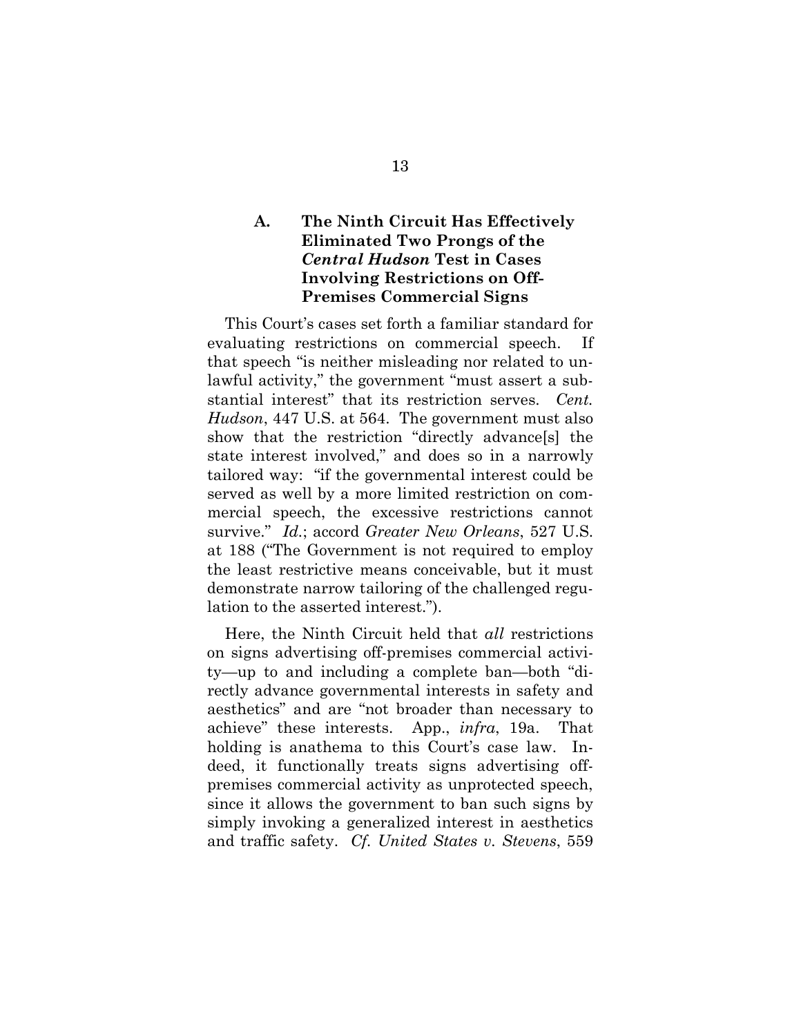### A. The Ninth Circuit Has Effectively Eliminated Two Prongs of the *Central Hudson* Test in Cases Involving Restrictions on Off-Premises Commercial Signs

This Court's cases set forth a familiar standard for evaluating restrictions on commercial speech. If that speech "is neither misleading nor related to unlawful activity," the government "must assert a substantial interest" that its restriction serves. *Cent. Hudson*, 447 U.S. at 564. The government must also show that the restriction "directly advance[s] the state interest involved," and does so in a narrowly tailored way: "if the governmental interest could be served as well by a more limited restriction on commercial speech, the excessive restrictions cannot survive." *Id.*; accord *Greater New Orleans*, 527 U.S. at 188 ("The Government is not required to employ the least restrictive means conceivable, but it must demonstrate narrow tailoring of the challenged regulation to the asserted interest.").

Here, the Ninth Circuit held that *all* restrictions on signs advertising off-premises commercial activity—up to and including a complete ban—both "directly advance governmental interests in safety and aesthetics" and are "not broader than necessary to achieve" these interests. App., *infra*, 19a. That holding is anathema to this Court's case law. Indeed, it functionally treats signs advertising off-premises commercial activity as unprotected speech, since it allows the government to ban such signs by simply invoking a generalized interest in aesthetics and traffic safety. *Cf. United States v. Stevens*, 559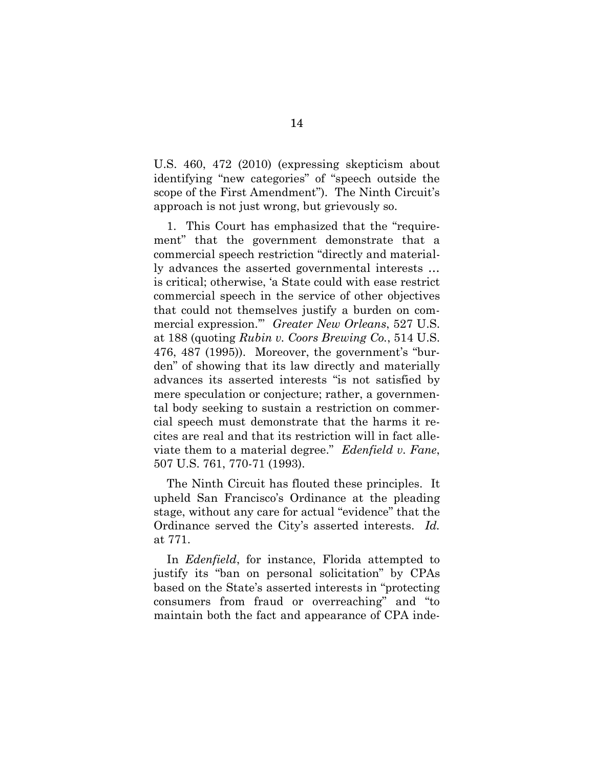U.S. 460, 472 (2010) (expressing skepticism about identifying "new categories" of "speech outside the scope of the First Amendment"). The Ninth Circuit's approach is not just wrong, but grievously so.

1. This Court has emphasized that the "requirement" that the government demonstrate that a commercial speech restriction "directly and materially advances the asserted governmental interests … is critical; otherwise, 'a State could with ease restrict commercial speech in the service of other objectives that could not themselves justify a burden on commercial expression.'" *Greater New Orleans*, 527 U.S. at 188 (quoting *Rubin v. Coors Brewing Co.*, 514 U.S. 476, 487 (1995)). Moreover, the government's "burden" of showing that its law directly and materially advances its asserted interests "is not satisfied by mere speculation or conjecture; rather, a governmental body seeking to sustain a restriction on commercial speech must demonstrate that the harms it recites are real and that its restriction will in fact alleviate them to a material degree." *Edenfield v. Fane*, 507 U.S. 761, 770-71 (1993).

The Ninth Circuit has flouted these principles. It upheld San Francisco's Ordinance at the pleading stage, without any care for actual "evidence" that the Ordinance served the City's asserted interests. *Id.* at 771.

In *Edenfield*, for instance, Florida attempted to justify its "ban on personal solicitation" by CPAs based on the State's asserted interests in "protecting consumers from fraud or overreaching" and "to maintain both the fact and appearance of CPA inde-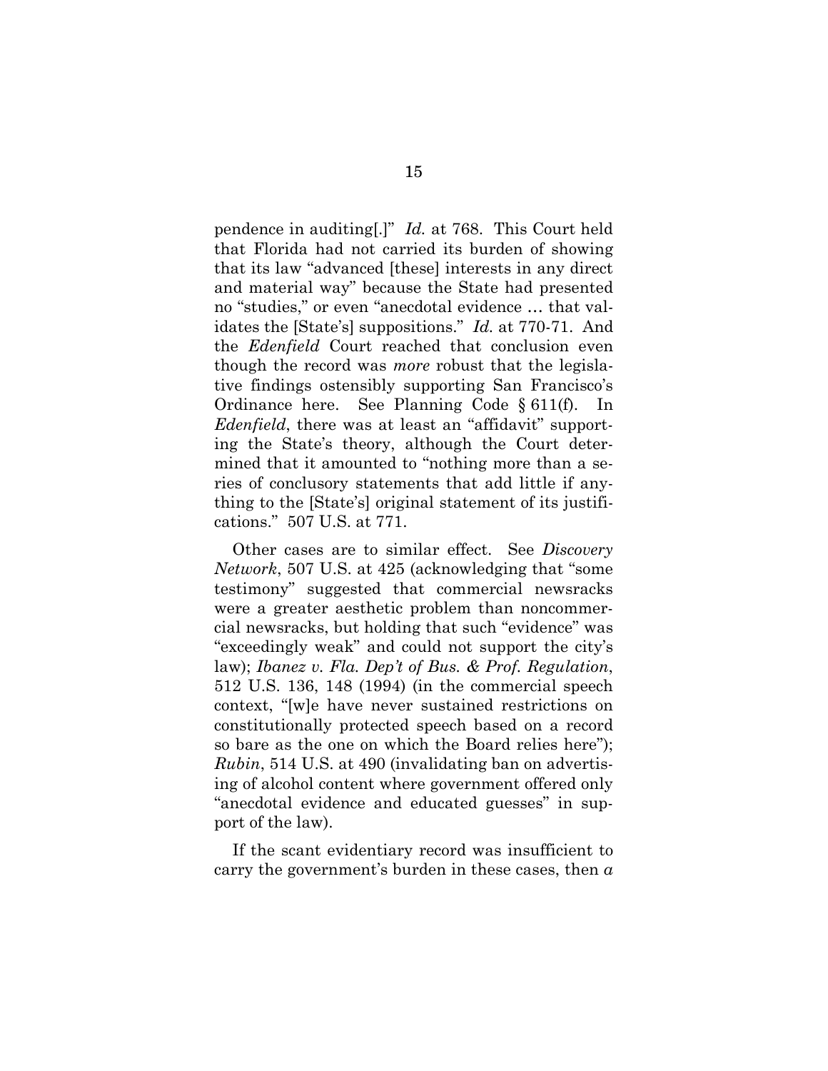pendence in auditing[.]" *Id.* at 768. This Court held that Florida had not carried its burden of showing that its law "advanced [these] interests in any direct and material way" because the State had presented no "studies," or even "anecdotal evidence … that validates the [State's] suppositions." *Id.* at 770-71. And the *Edenfield* Court reached that conclusion even though the record was *more* robust that the legislative findings ostensibly supporting San Francisco's Ordinance here. See Planning Code § 611(f). In *Edenfield*, there was at least an "affidavit" supporting the State's theory, although the Court determined that it amounted to "nothing more than a series of conclusory statements that add little if anything to the [State's] original statement of its justifications." 507 U.S. at 771.

Other cases are to similar effect. See *Discovery Network*, 507 U.S. at 425 (acknowledging that "some testimony" suggested that commercial newsracks were a greater aesthetic problem than noncommercial newsracks, but holding that such "evidence" was "exceedingly weak" and could not support the city's law); *Ibanez v. Fla. Dep't of Bus. & Prof. Regulation*, 512 U.S. 136, 148 (1994) (in the commercial speech context, "[w]e have never sustained restrictions on constitutionally protected speech based on a record so bare as the one on which the Board relies here"); *Rubin*, 514 U.S. at 490 (invalidating ban on advertising of alcohol content where government offered only "anecdotal evidence and educated guesses" in support of the law).

If the scant evidentiary record was insufficient to carry the government's burden in these cases, then *a*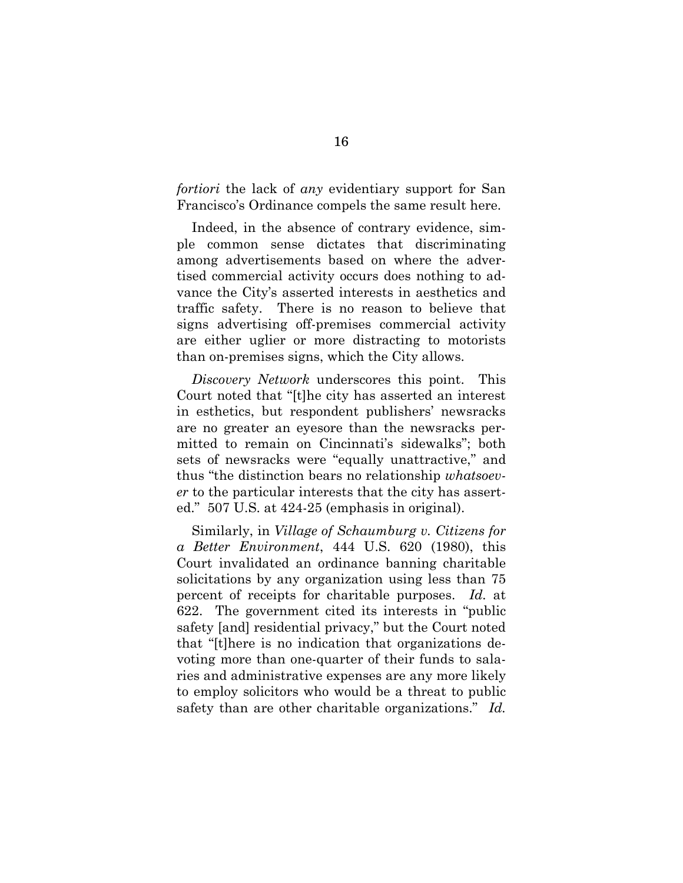*fortiori* the lack of *any* evidentiary support for San Francisco's Ordinance compels the same result here.

Indeed, in the absence of contrary evidence, simple common sense dictates that discriminating among advertisements based on where the advertised commercial activity occurs does nothing to advance the City's asserted interests in aesthetics and traffic safety. There is no reason to believe that signs advertising off-premises commercial activity are either uglier or more distracting to motorists than on-premises signs, which the City allows.

*Discovery Network* underscores this point. This Court noted that "[t]he city has asserted an interest in esthetics, but respondent publishers' newsracks are no greater an eyesore than the newsracks permitted to remain on Cincinnati's sidewalks"; both sets of newsracks were "equally unattractive," and thus "the distinction bears no relationship *whatsoever* to the particular interests that the city has asserted." 507 U.S. at 424-25 (emphasis in original).

Similarly, in *Village of Schaumburg v. Citizens for a Better Environment*, 444 U.S. 620 (1980), this Court invalidated an ordinance banning charitable solicitations by any organization using less than 75 percent of receipts for charitable purposes. *Id.* at 622. The government cited its interests in "public safety [and] residential privacy," but the Court noted that "[t]here is no indication that organizations devoting more than one-quarter of their funds to salaries and administrative expenses are any more likely to employ solicitors who would be a threat to public safety than are other charitable organizations." *Id.*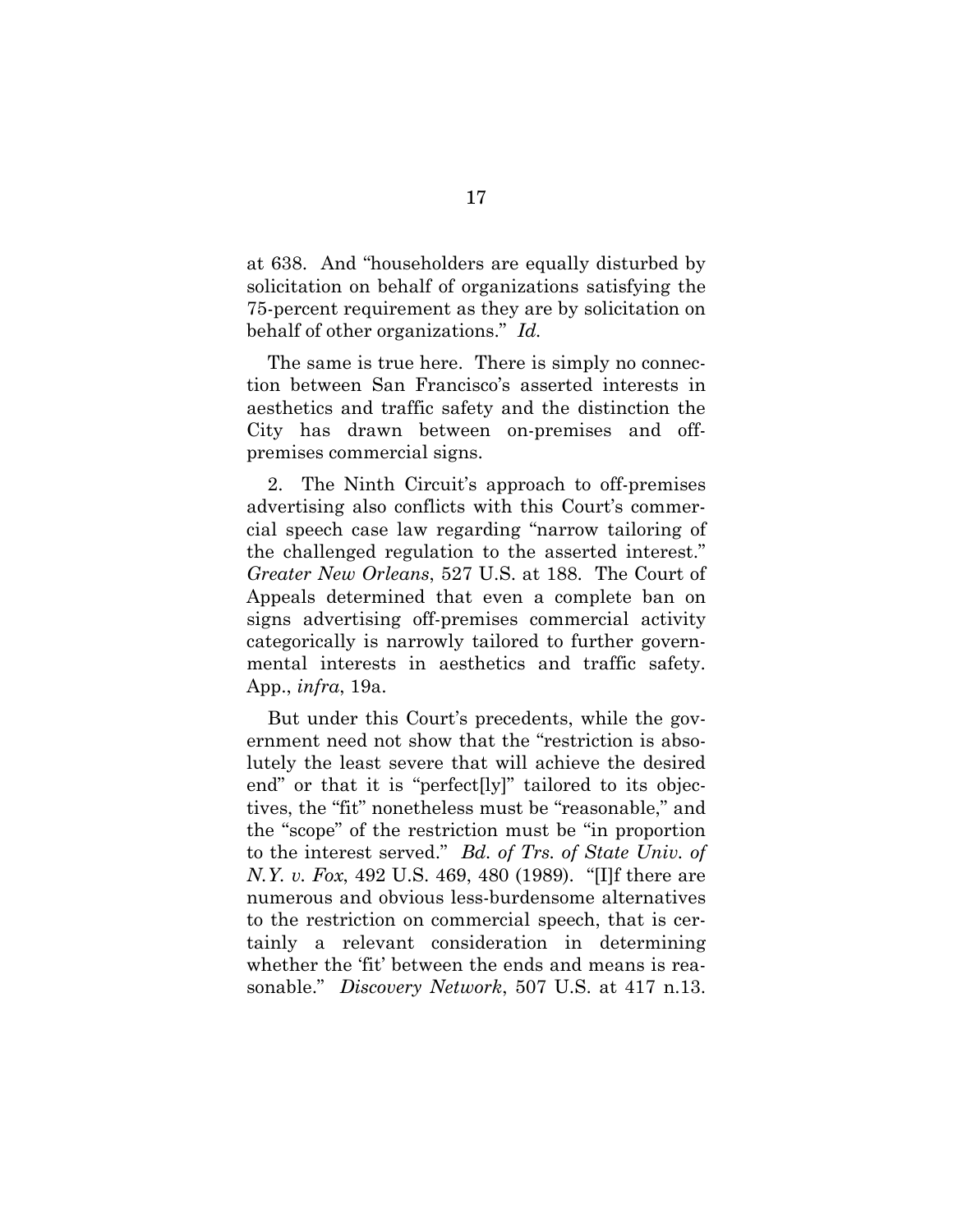at 638. And "householders are equally disturbed by solicitation on behalf of organizations satisfying the 75-percent requirement as they are by solicitation on behalf of other organizations." *Id.*

The same is true here. There is simply no connection between San Francisco's asserted interests in aesthetics and traffic safety and the distinction the City has drawn between on-premises and off-premises commercial signs.

2. The Ninth Circuit's approach to off-premises advertising also conflicts with this Court's commercial speech case law regarding "narrow tailoring of the challenged regulation to the asserted interest." *Greater New Orleans*, 527 U.S. at 188. The Court of Appeals determined that even a complete ban on signs advertising off-premises commercial activity categorically is narrowly tailored to further governmental interests in aesthetics and traffic safety. App., *infra*, 19a.

But under this Court's precedents, while the government need not show that the "restriction is absolutely the least severe that will achieve the desired end" or that it is "perfect[ly]" tailored to its objectives, the "fit" nonetheless must be "reasonable," and the "scope" of the restriction must be "in proportion to the interest served." *Bd. of Trs. of State Univ. of N.Y. v. Fox*, 492 U.S. 469, 480 (1989). "[I]f there are numerous and obvious less-burdensome alternatives to the restriction on commercial speech, that is certainly a relevant consideration in determining whether the 'fit' between the ends and means is reasonable." *Discovery Network*, 507 U.S. at 417 n.13.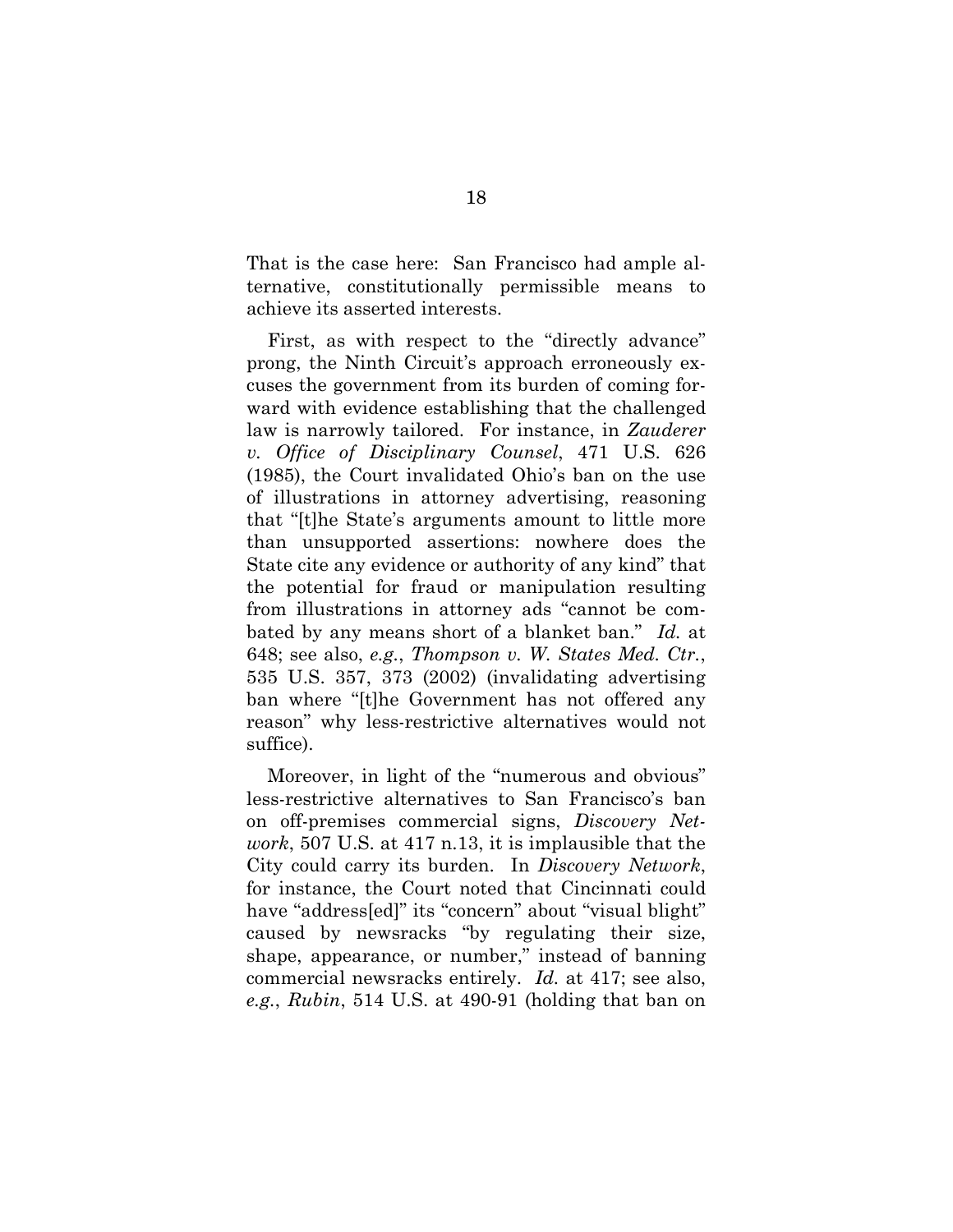That is the case here: San Francisco had ample alternative, constitutionally permissible means to achieve its asserted interests.

First, as with respect to the "directly advance" prong, the Ninth Circuit's approach erroneously excuses the government from its burden of coming forward with evidence establishing that the challenged law is narrowly tailored. For instance, in *Zauderer v. Office of Disciplinary Counsel*, 471 U.S. 626 (1985), the Court invalidated Ohio's ban on the use of illustrations in attorney advertising, reasoning that "[t]he State's arguments amount to little more than unsupported assertions: nowhere does the State cite any evidence or authority of any kind" that the potential for fraud or manipulation resulting from illustrations in attorney ads "cannot be combated by any means short of a blanket ban." *Id.* at 648; see also, *e.g.*, *Thompson v. W. States Med. Ctr.*, 535 U.S. 357, 373 (2002) (invalidating advertising ban where "[t]he Government has not offered any reason" why less-restrictive alternatives would not suffice).

Moreover, in light of the "numerous and obvious" less-restrictive alternatives to San Francisco's ban on off-premises commercial signs, *Discovery Network*, 507 U.S. at 417 n.13, it is implausible that the City could carry its burden. In *Discovery Network*, for instance, the Court noted that Cincinnati could have "address[ed]" its "concern" about "visual blight" caused by newsracks "by regulating their size, shape, appearance, or number," instead of banning commercial newsracks entirely. *Id.* at 417; see also, *e.g.*, *Rubin*, 514 U.S. at 490-91 (holding that ban on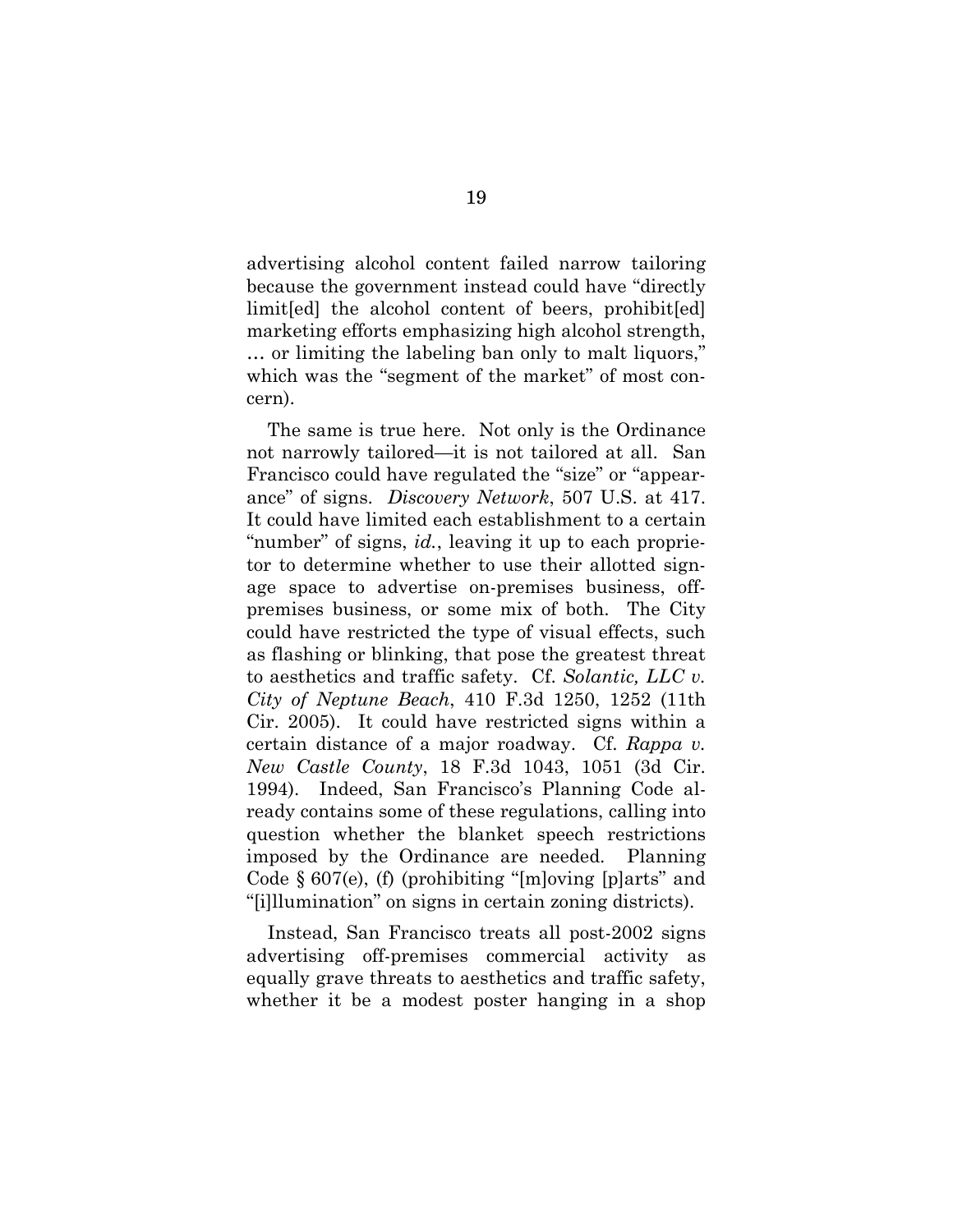advertising alcohol content failed narrow tailoring because the government instead could have "directly limit[ed] the alcohol content of beers, prohibit[ed] marketing efforts emphasizing high alcohol strength, … or limiting the labeling ban only to malt liquors," which was the "segment of the market" of most concern).

The same is true here. Not only is the Ordinance not narrowly tailored—it is not tailored at all. San Francisco could have regulated the "size" or "appearance" of signs. *Discovery Network*, 507 U.S. at 417. It could have limited each establishment to a certain "number" of signs, *id.*, leaving it up to each proprietor to determine whether to use their allotted signage space to advertise on-premises business, off-premises business, or some mix of both. The City could have restricted the type of visual effects, such as flashing or blinking, that pose the greatest threat to aesthetics and traffic safety. Cf. *Solantic, LLC v. City of Neptune Beach*, 410 F.3d 1250, 1252 (11th Cir. 2005). It could have restricted signs within a certain distance of a major roadway. Cf. *Rappa v. New Castle County*, 18 F.3d 1043, 1051 (3d Cir. 1994). Indeed, San Francisco's Planning Code already contains some of these regulations, calling into question whether the blanket speech restrictions imposed by the Ordinance are needed. Planning Code § 607(e), (f) (prohibiting "[m]oving [p]arts" and "[i]llumination" on signs in certain zoning districts).

Instead, San Francisco treats all post-2002 signs advertising off-premises commercial activity as equally grave threats to aesthetics and traffic safety, whether it be a modest poster hanging in a shop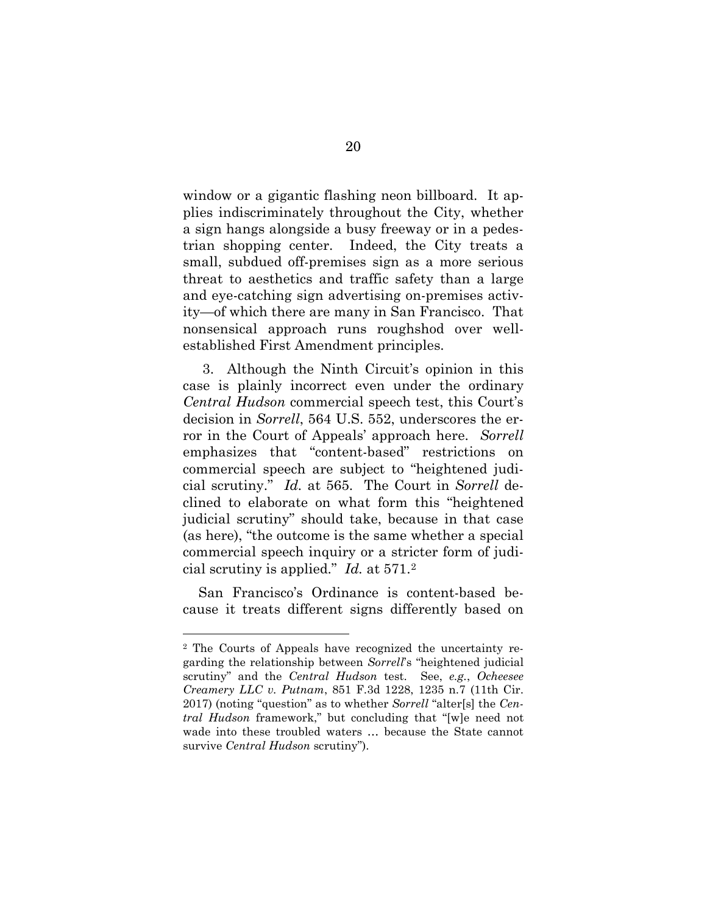window or a gigantic flashing neon billboard. It applies indiscriminately throughout the City, whether a sign hangs alongside a busy freeway or in a pedestrian shopping center. Indeed, the City treats a small, subdued off-premises sign as a more serious threat to aesthetics and traffic safety than a large and eye-catching sign advertising on-premises activity—of which there are many in San Francisco. That nonsensical approach runs roughshod over well-established First Amendment principles.

3. Although the Ninth Circuit's opinion in this case is plainly incorrect even under the ordinary *Central Hudson* commercial speech test, this Court's decision in *Sorrell*, 564 U.S. 552, underscores the error in the Court of Appeals' approach here. *Sorrell* emphasizes that "content-based" restrictions on commercial speech are subject to "heightened judicial scrutiny." *Id.* at 565. The Court in *Sorrell* declined to elaborate on what form this "heightened judicial scrutiny" should take, because in that case (as here), "the outcome is the same whether a special commercial speech inquiry or a stricter form of judicial scrutiny is applied." *Id.* at 571.[2]

San Francisco's Ordinance is content-based because it treats different signs differently based on

---

[2] The Courts of Appeals have recognized the uncertainty regarding the relationship between *Sorrell*'s "heightened judicial scrutiny" and the *Central Hudson* test. See, *e.g.*, *Ocheesee Creamery LLC v. Putnam*, 851 F.3d 1228, 1235 n.7 (11th Cir. 2017) (noting "question" as to whether *Sorrell* "alter[s] the *Central Hudson* framework," but concluding that "[w]e need not wade into these troubled waters … because the State cannot survive *Central Hudson* scrutiny").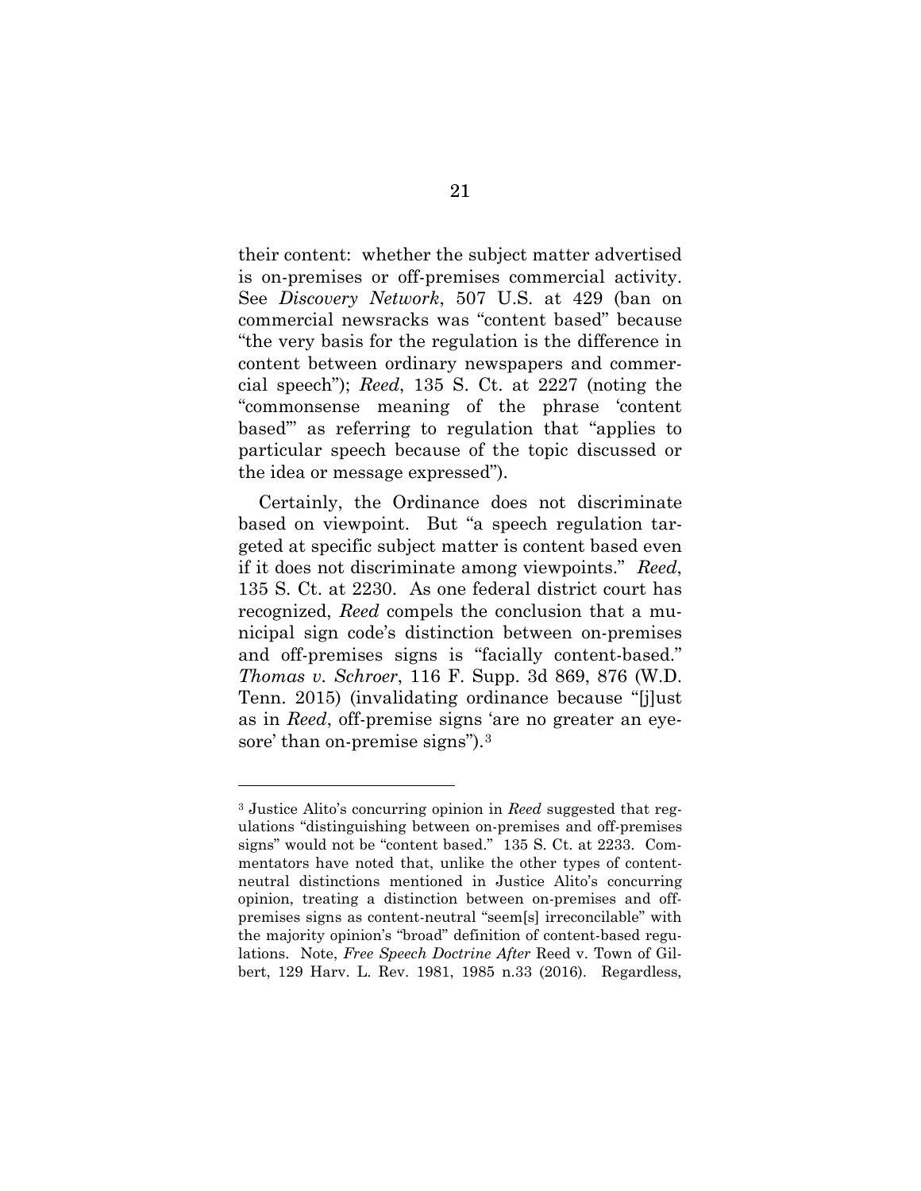their content: whether the subject matter advertised is on-premises or off-premises commercial activity. See *Discovery Network*, 507 U.S. at 429 (ban on commercial newsracks was "content based" because "the very basis for the regulation is the difference in content between ordinary newspapers and commercial speech"); *Reed*, 135 S. Ct. at 2227 (noting the "commonsense meaning of the phrase 'content based'" as referring to regulation that "applies to particular speech because of the topic discussed or the idea or message expressed").

Certainly, the Ordinance does not discriminate based on viewpoint. But "a speech regulation targeted at specific subject matter is content based even if it does not discriminate among viewpoints." *Reed*, 135 S. Ct. at 2230. As one federal district court has recognized, *Reed* compels the conclusion that a municipal sign code's distinction between on-premises and off-premises signs is "facially content-based." *Thomas v. Schroer*, 116 F. Supp. 3d 869, 876 (W.D. Tenn. 2015) (invalidating ordinance because "[j]ust as in *Reed*, off-premise signs 'are no greater an eyesore' than on-premise signs").[3]

---

[3] Justice Alito's concurring opinion in *Reed* suggested that regulations "distinguishing between on-premises and off-premises signs" would not be "content based." 135 S. Ct. at 2233. Commentators have noted that, unlike the other types of content-neutral distinctions mentioned in Justice Alito's concurring opinion, treating a distinction between on-premises and off-premises signs as content-neutral "seem[s] irreconcilable" with the majority opinion's "broad" definition of content-based regulations. Note, *Free Speech Doctrine After* Reed v. Town of Gilbert, 129 Harv. L. Rev. 1981, 1985 n.33 (2016). Regardless,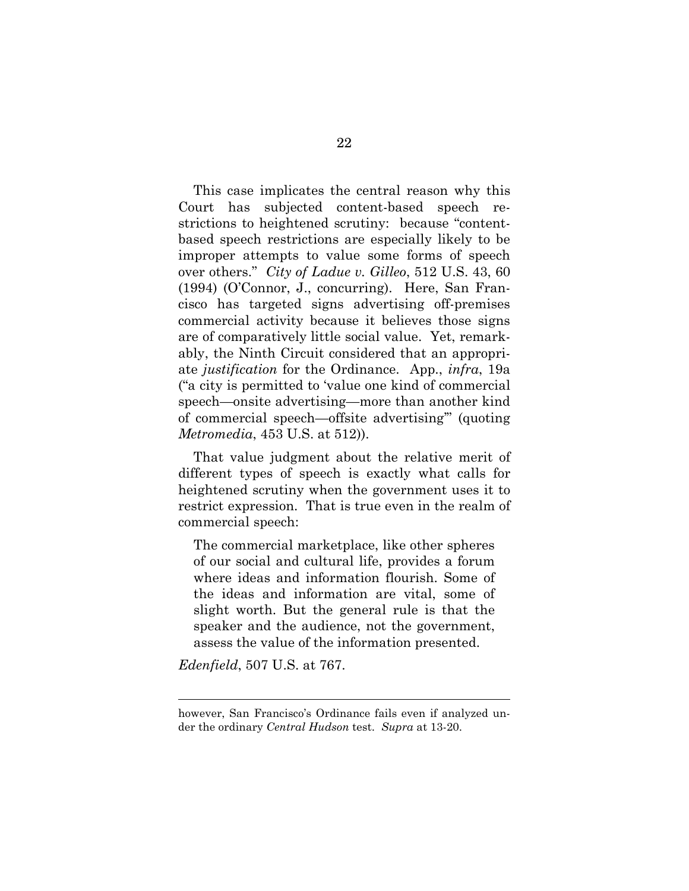This case implicates the central reason why this Court has subjected content-based speech restrictions to heightened scrutiny: because "content-based speech restrictions are especially likely to be improper attempts to value some forms of speech over others." *City of Ladue v. Gilleo*, 512 U.S. 43, 60 (1994) (O'Connor, J., concurring). Here, San Francisco has targeted signs advertising off-premises commercial activity because it believes those signs are of comparatively little social value. Yet, remarkably, the Ninth Circuit considered that an appropriate *justification* for the Ordinance. App., *infra*, 19a ("a city is permitted to 'value one kind of commercial speech—onsite advertising—more than another kind of commercial speech—offsite advertising'" (quoting *Metromedia*, 453 U.S. at 512)).

That value judgment about the relative merit of different types of speech is exactly what calls for heightened scrutiny when the government uses it to restrict expression. That is true even in the realm of commercial speech:

> The commercial marketplace, like other spheres of our social and cultural life, provides a forum where ideas and information flourish. Some of the ideas and information are vital, some of slight worth. But the general rule is that the speaker and the audience, not the government, assess the value of the information presented.

*Edenfield*, 507 U.S. at 767.

---

however, San Francisco's Ordinance fails even if analyzed under the ordinary *Central Hudson* test. *Supra* at 13-20.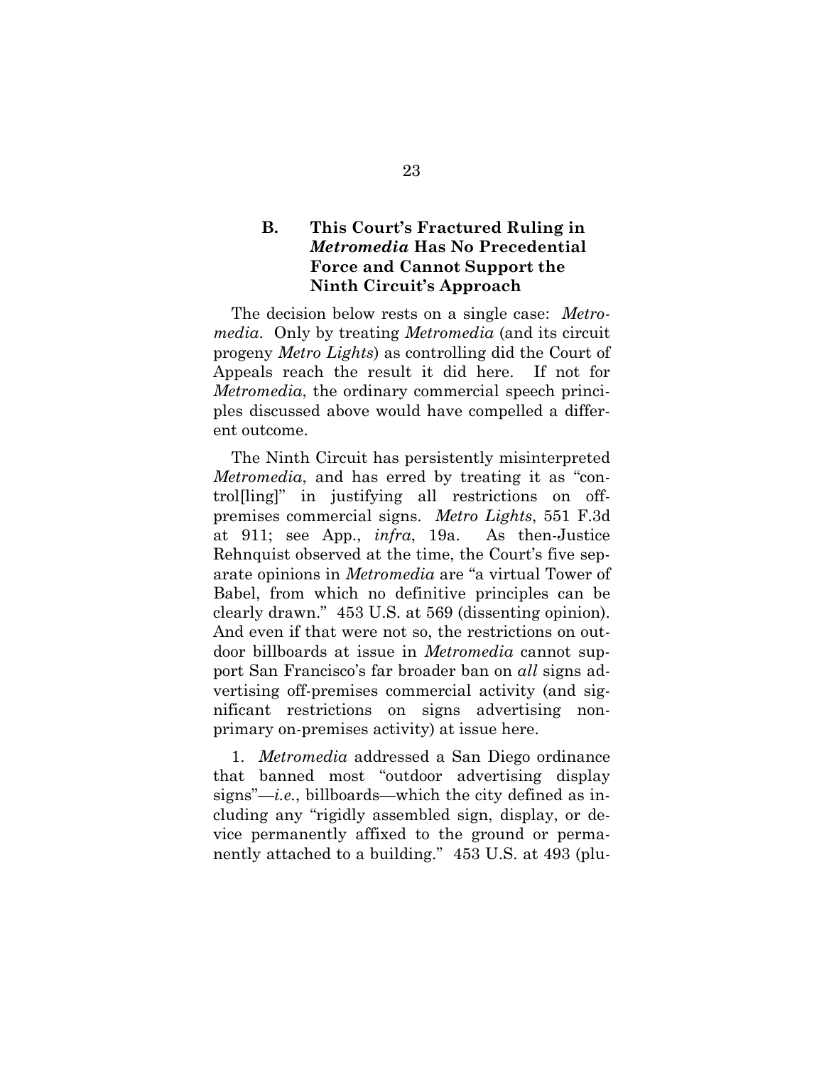### B. This Court's Fractured Ruling in *Metromedia* Has No Precedential Force and Cannot Support the Ninth Circuit's Approach

The decision below rests on a single case: *Metromedia*. Only by treating *Metromedia* (and its circuit progeny *Metro Lights*) as controlling did the Court of Appeals reach the result it did here. If not for *Metromedia*, the ordinary commercial speech principles discussed above would have compelled a different outcome.

The Ninth Circuit has persistently misinterpreted *Metromedia*, and has erred by treating it as "control[ling]" in justifying all restrictions on off-premises commercial signs. *Metro Lights*, 551 F.3d at 911; see App., *infra*, 19a. As then-Justice Rehnquist observed at the time, the Court's five separate opinions in *Metromedia* are "a virtual Tower of Babel, from which no definitive principles can be clearly drawn." 453 U.S. at 569 (dissenting opinion). And even if that were not so, the restrictions on outdoor billboards at issue in *Metromedia* cannot support San Francisco's far broader ban on *all* signs advertising off-premises commercial activity (and significant restrictions on signs advertising non-primary on-premises activity) at issue here.

1. *Metromedia* addressed a San Diego ordinance that banned most "outdoor advertising display signs"—*i.e.*, billboards—which the city defined as including any "rigidly assembled sign, display, or device permanently affixed to the ground or permanently attached to a building." 453 U.S. at 493 (plu-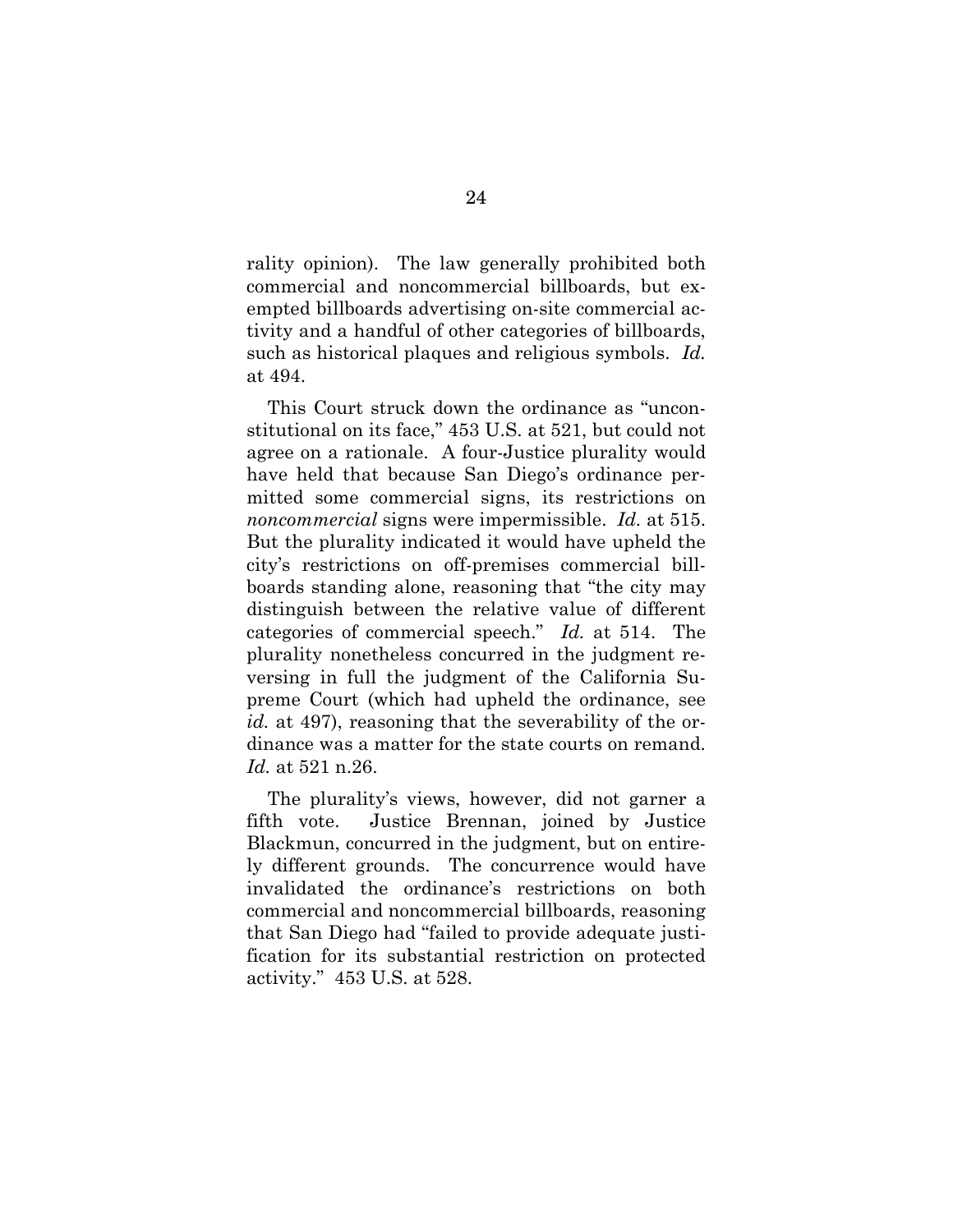rality opinion). The law generally prohibited both commercial and noncommercial billboards, but exempted billboards advertising on-site commercial activity and a handful of other categories of billboards, such as historical plaques and religious symbols. *Id.* at 494.

This Court struck down the ordinance as "unconstitutional on its face," 453 U.S. at 521, but could not agree on a rationale. A four-Justice plurality would have held that because San Diego's ordinance permitted some commercial signs, its restrictions on *noncommercial* signs were impermissible. *Id.* at 515. But the plurality indicated it would have upheld the city's restrictions on off-premises commercial billboards standing alone, reasoning that "the city may distinguish between the relative value of different categories of commercial speech." *Id.* at 514. The plurality nonetheless concurred in the judgment reversing in full the judgment of the California Supreme Court (which had upheld the ordinance, see *id.* at 497), reasoning that the severability of the ordinance was a matter for the state courts on remand. *Id.* at 521 n.26.

The plurality's views, however, did not garner a fifth vote. Justice Brennan, joined by Justice Blackmun, concurred in the judgment, but on entirely different grounds. The concurrence would have invalidated the ordinance's restrictions on both commercial and noncommercial billboards, reasoning that San Diego had "failed to provide adequate justification for its substantial restriction on protected activity." 453 U.S. at 528.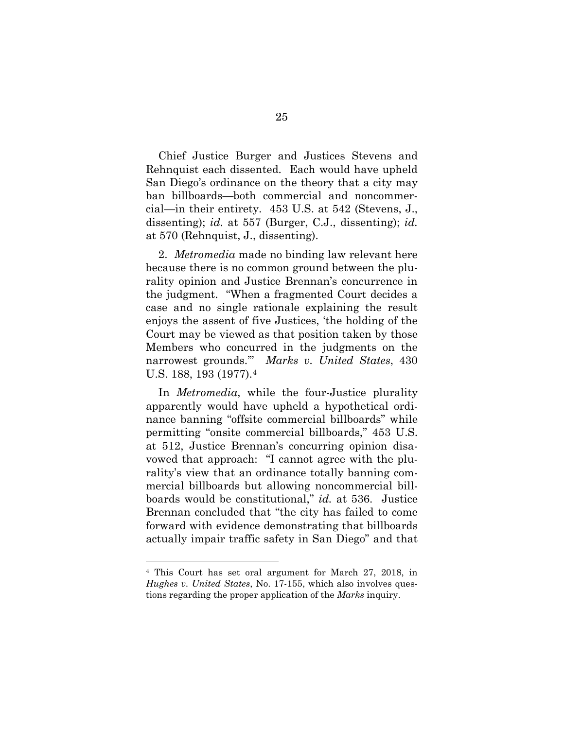Chief Justice Burger and Justices Stevens and Rehnquist each dissented. Each would have upheld San Diego's ordinance on the theory that a city may ban billboards—both commercial and noncommercial—in their entirety. 453 U.S. at 542 (Stevens, J., dissenting); *id.* at 557 (Burger, C.J., dissenting); *id.* at 570 (Rehnquist, J., dissenting).

2. *Metromedia* made no binding law relevant here because there is no common ground between the plurality opinion and Justice Brennan's concurrence in the judgment. "When a fragmented Court decides a case and no single rationale explaining the result enjoys the assent of five Justices, 'the holding of the Court may be viewed as that position taken by those Members who concurred in the judgments on the narrowest grounds.'" *Marks v. United States*, 430 U.S. 188, 193 (1977).[4]

In *Metromedia*, while the four-Justice plurality apparently would have upheld a hypothetical ordinance banning "offsite commercial billboards" while permitting "onsite commercial billboards," 453 U.S. at 512, Justice Brennan's concurring opinion disavowed that approach: "I cannot agree with the plurality's view that an ordinance totally banning commercial billboards but allowing noncommercial billboards would be constitutional," *id.* at 536. Justice Brennan concluded that "the city has failed to come forward with evidence demonstrating that billboards actually impair traffic safety in San Diego" and that

---

[4] This Court has set oral argument for March 27, 2018, in *Hughes v. United States*, No. 17-155, which also involves questions regarding the proper application of the *Marks* inquiry.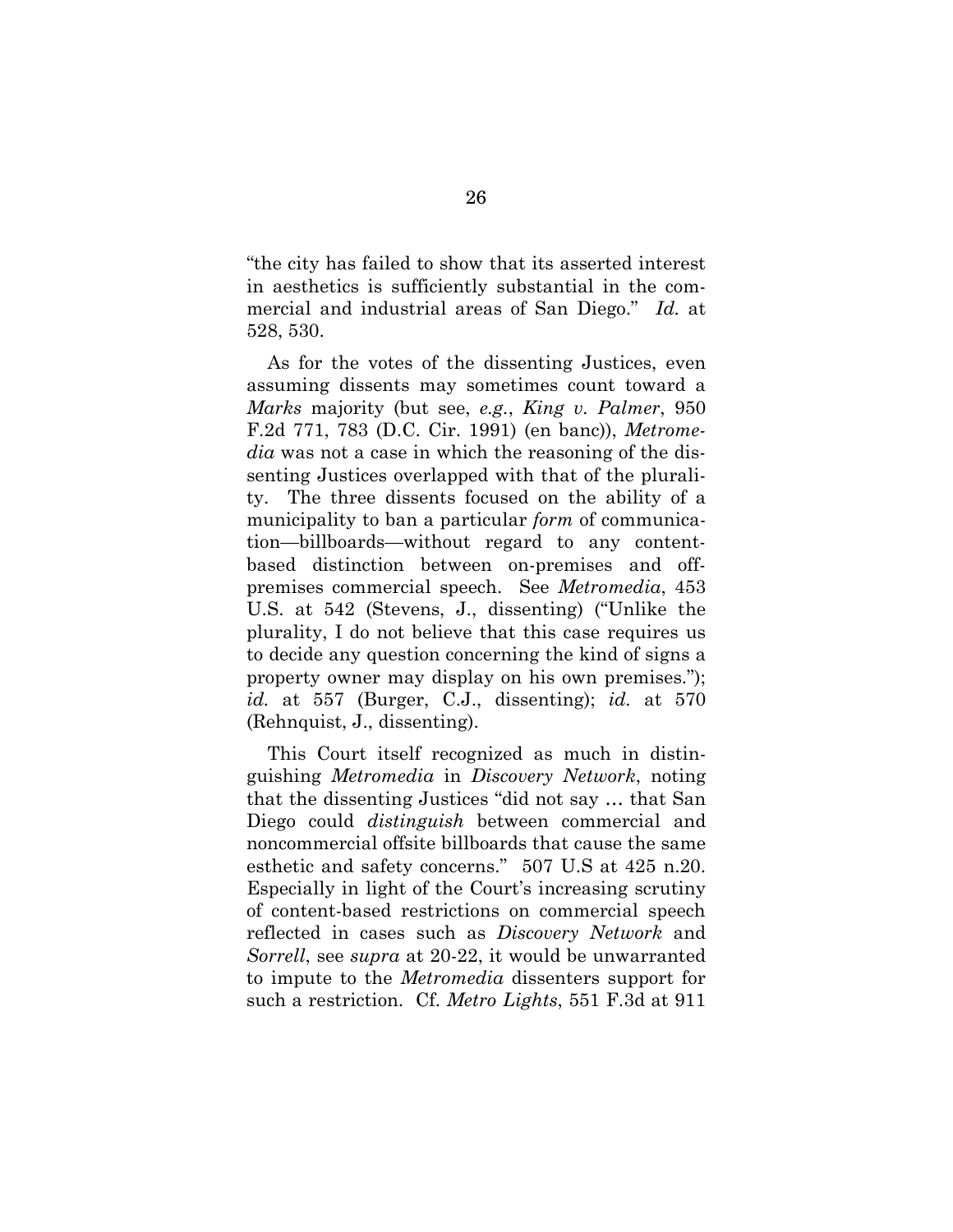"the city has failed to show that its asserted interest in aesthetics is sufficiently substantial in the commercial and industrial areas of San Diego." *Id.* at 528, 530.

As for the votes of the dissenting Justices, even assuming dissents may sometimes count toward a *Marks* majority (but see, *e.g.*, *King v. Palmer*, 950 F.2d 771, 783 (D.C. Cir. 1991) (en banc)), *Metromedia* was not a case in which the reasoning of the dissenting Justices overlapped with that of the plurality. The three dissents focused on the ability of a municipality to ban a particular *form* of communication—billboards—without regard to any content-based distinction between on-premises and off-premises commercial speech. See *Metromedia*, 453 U.S. at 542 (Stevens, J., dissenting) ("Unlike the plurality, I do not believe that this case requires us to decide any question concerning the kind of signs a property owner may display on his own premises."); *id.* at 557 (Burger, C.J., dissenting); *id.* at 570 (Rehnquist, J., dissenting).

This Court itself recognized as much in distinguishing *Metromedia* in *Discovery Network*, noting that the dissenting Justices "did not say … that San Diego could *distinguish* between commercial and noncommercial offsite billboards that cause the same esthetic and safety concerns." 507 U.S at 425 n.20. Especially in light of the Court's increasing scrutiny of content-based restrictions on commercial speech reflected in cases such as *Discovery Network* and *Sorrell*, see *supra* at 20-22, it would be unwarranted to impute to the *Metromedia* dissenters support for such a restriction. Cf. *Metro Lights*, 551 F.3d at 911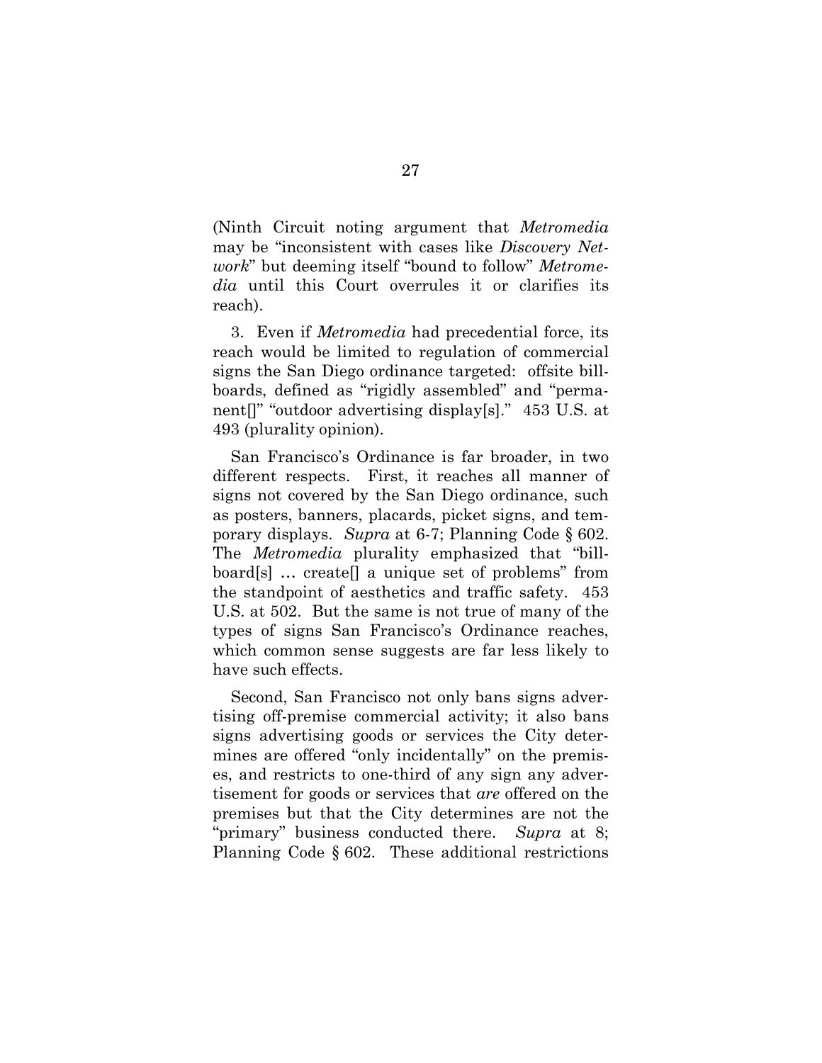(Ninth Circuit noting argument that *Metromedia* may be "inconsistent with cases like *Discovery Network*" but deeming itself "bound to follow" *Metromedia* until this Court overrules it or clarifies its reach).

3. Even if *Metromedia* had precedential force, its reach would be limited to regulation of commercial signs the San Diego ordinance targeted: offsite billboards, defined as "rigidly assembled" and "permanent[]" "outdoor advertising display[s]." 453 U.S. at 493 (plurality opinion).

San Francisco's Ordinance is far broader, in two different respects. First, it reaches all manner of signs not covered by the San Diego ordinance, such as posters, banners, placards, picket signs, and temporary displays. *Supra* at 6-7; Planning Code § 602. The *Metromedia* plurality emphasized that "billboard[s] … create[] a unique set of problems" from the standpoint of aesthetics and traffic safety. 453 U.S. at 502. But the same is not true of many of the types of signs San Francisco's Ordinance reaches, which common sense suggests are far less likely to have such effects.

Second, San Francisco not only bans signs advertising off-premise commercial activity; it also bans signs advertising goods or services the City determines are offered "only incidentally" on the premises, and restricts to one-third of any sign any advertisement for goods or services that *are* offered on the premises but that the City determines are not the "primary" business conducted there. *Supra* at 8; Planning Code § 602. These additional restrictions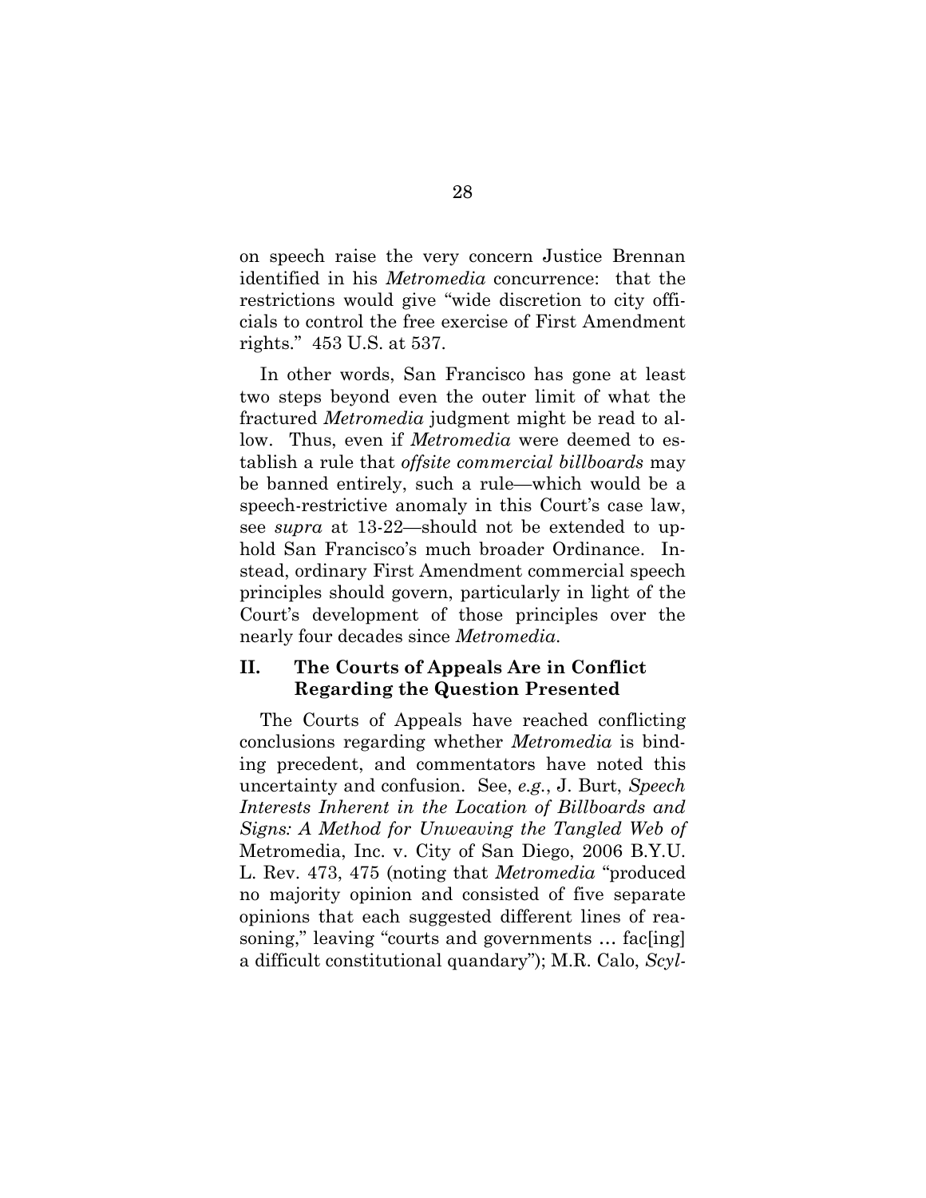on speech raise the very concern Justice Brennan identified in his *Metromedia* concurrence: that the restrictions would give "wide discretion to city officials to control the free exercise of First Amendment rights." 453 U.S. at 537.

In other words, San Francisco has gone at least two steps beyond even the outer limit of what the fractured *Metromedia* judgment might be read to allow. Thus, even if *Metromedia* were deemed to establish a rule that *offsite commercial billboards* may be banned entirely, such a rule—which would be a speech-restrictive anomaly in this Court's case law, see *supra* at 13-22—should not be extended to uphold San Francisco's much broader Ordinance. Instead, ordinary First Amendment commercial speech principles should govern, particularly in light of the Court's development of those principles over the nearly four decades since *Metromedia*.

## II. The Courts of Appeals Are in Conflict Regarding the Question Presented

The Courts of Appeals have reached conflicting conclusions regarding whether *Metromedia* is binding precedent, and commentators have noted this uncertainty and confusion. See, *e.g.*, J. Burt, *Speech Interests Inherent in the Location of Billboards and Signs: A Method for Unweaving the Tangled Web of* Metromedia, Inc. v. City of San Diego, 2006 B.Y.U. L. Rev. 473, 475 (noting that *Metromedia* "produced no majority opinion and consisted of five separate opinions that each suggested different lines of reasoning," leaving "courts and governments … fac[ing] a difficult constitutional quandary"); M.R. Calo, *Scyl-*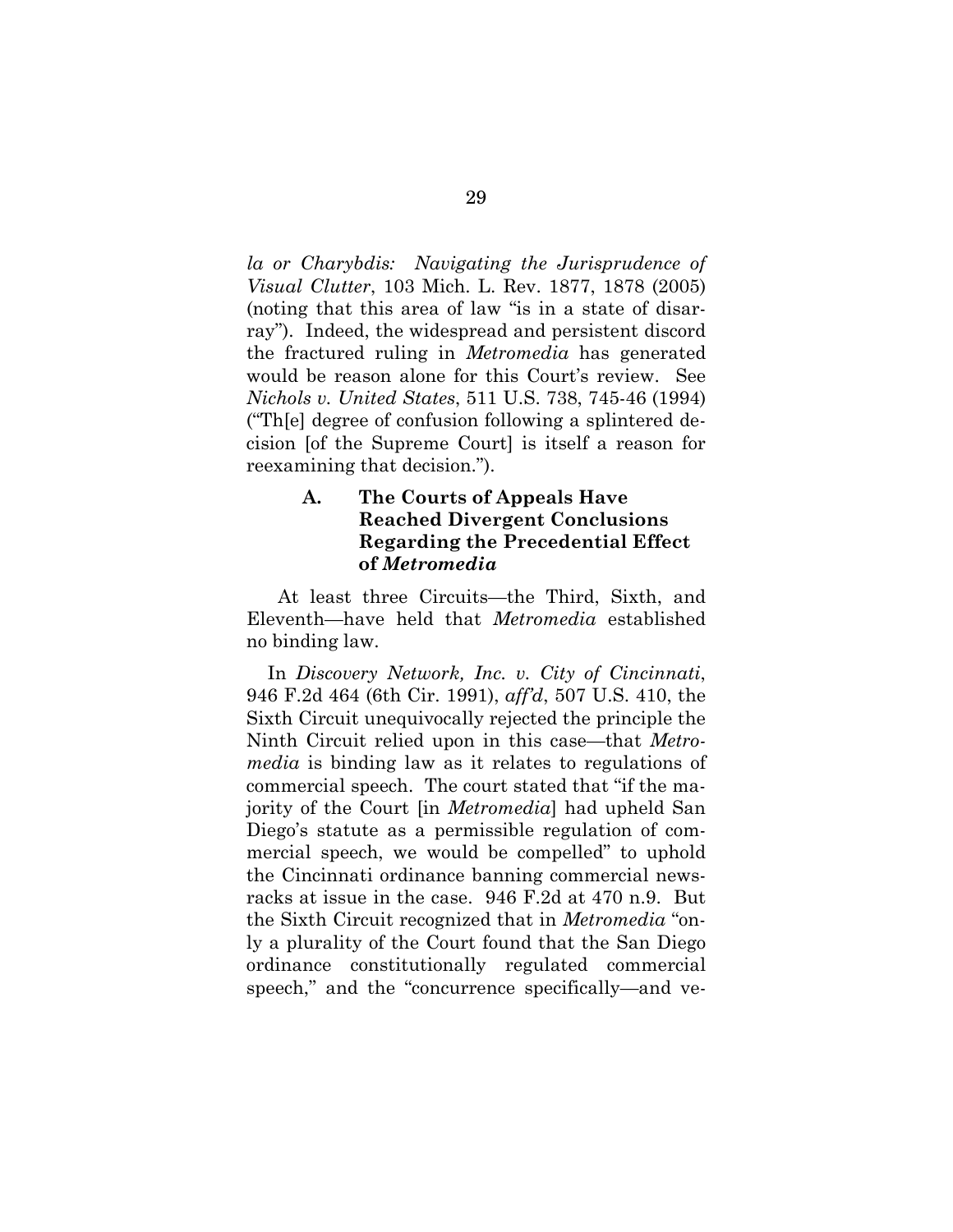*la or Charybdis: Navigating the Jurisprudence of Visual Clutter*, 103 Mich. L. Rev. 1877, 1878 (2005) (noting that this area of law "is in a state of disarray"). Indeed, the widespread and persistent discord the fractured ruling in *Metromedia* has generated would be reason alone for this Court's review. See *Nichols v. United States*, 511 U.S. 738, 745-46 (1994) ("Th[e] degree of confusion following a splintered decision [of the Supreme Court] is itself a reason for reexamining that decision.").

### A. The Courts of Appeals Have Reached Divergent Conclusions Regarding the Precedential Effect of *Metromedia*

At least three Circuits—the Third, Sixth, and Eleventh—have held that *Metromedia* established no binding law.

In *Discovery Network, Inc. v. City of Cincinnati*, 946 F.2d 464 (6th Cir. 1991), *aff'd*, 507 U.S. 410, the Sixth Circuit unequivocally rejected the principle the Ninth Circuit relied upon in this case—that *Metromedia* is binding law as it relates to regulations of commercial speech. The court stated that "if the majority of the Court [in *Metromedia*] had upheld San Diego's statute as a permissible regulation of commercial speech, we would be compelled" to uphold the Cincinnati ordinance banning commercial newsracks at issue in the case. 946 F.2d at 470 n.9. But the Sixth Circuit recognized that in *Metromedia* "only a plurality of the Court found that the San Diego ordinance constitutionally regulated commercial speech," and the "concurrence specifically—and ve-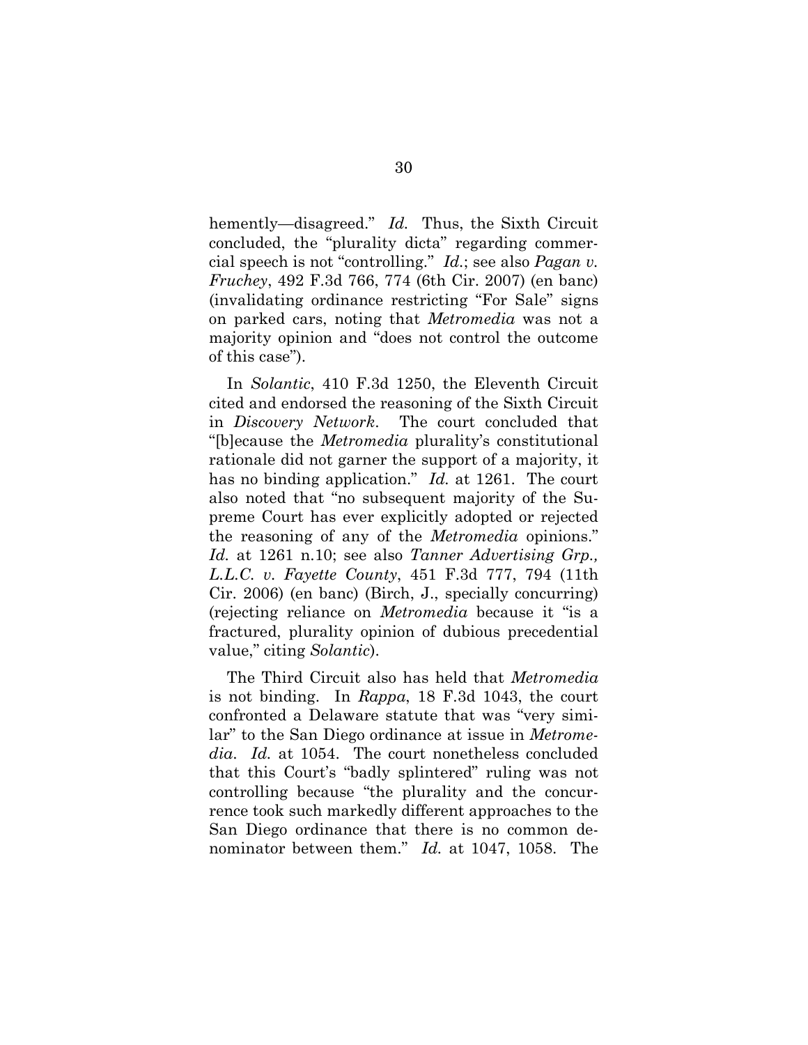hemently—disagreed." *Id.* Thus, the Sixth Circuit concluded, the "plurality dicta" regarding commercial speech is not "controlling." *Id.*; see also *Pagan v. Fruchey*, 492 F.3d 766, 774 (6th Cir. 2007) (en banc) (invalidating ordinance restricting "For Sale" signs on parked cars, noting that *Metromedia* was not a majority opinion and "does not control the outcome of this case").

In *Solantic*, 410 F.3d 1250, the Eleventh Circuit cited and endorsed the reasoning of the Sixth Circuit in *Discovery Network*. The court concluded that "[b]ecause the *Metromedia* plurality's constitutional rationale did not garner the support of a majority, it has no binding application." *Id.* at 1261. The court also noted that "no subsequent majority of the Supreme Court has ever explicitly adopted or rejected the reasoning of any of the *Metromedia* opinions." *Id.* at 1261 n.10; see also *Tanner Advertising Grp., L.L.C. v. Fayette County*, 451 F.3d 777, 794 (11th Cir. 2006) (en banc) (Birch, J., specially concurring) (rejecting reliance on *Metromedia* because it "is a fractured, plurality opinion of dubious precedential value," citing *Solantic*).

The Third Circuit also has held that *Metromedia* is not binding. In *Rappa*, 18 F.3d 1043, the court confronted a Delaware statute that was "very similar" to the San Diego ordinance at issue in *Metromedia*. *Id.* at 1054. The court nonetheless concluded that this Court's "badly splintered" ruling was not controlling because "the plurality and the concurrence took such markedly different approaches to the San Diego ordinance that there is no common denominator between them." *Id.* at 1047, 1058. The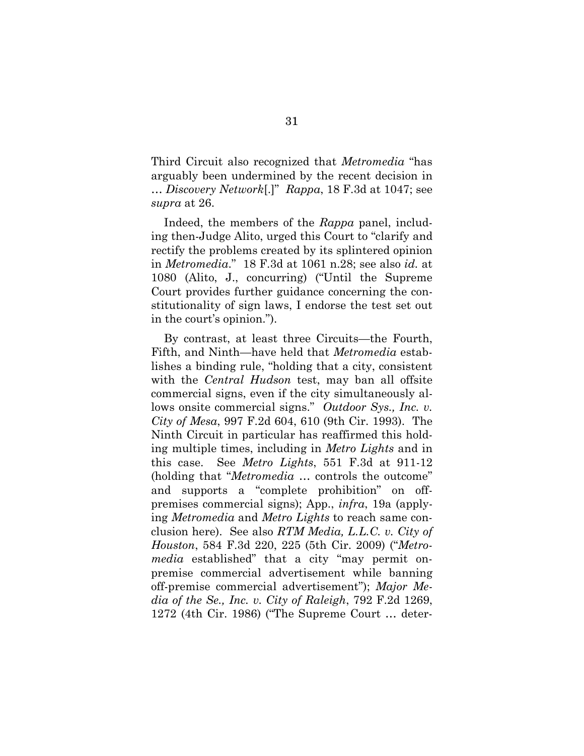Third Circuit also recognized that *Metromedia* "has arguably been undermined by the recent decision in … *Discovery Network*[.]" *Rappa*, 18 F.3d at 1047; see *supra* at 26.

Indeed, the members of the *Rappa* panel, including then-Judge Alito, urged this Court to "clarify and rectify the problems created by its splintered opinion in *Metromedia*." 18 F.3d at 1061 n.28; see also *id.* at 1080 (Alito, J., concurring) ("Until the Supreme Court provides further guidance concerning the constitutionality of sign laws, I endorse the test set out in the court's opinion.").

By contrast, at least three Circuits—the Fourth, Fifth, and Ninth—have held that *Metromedia* establishes a binding rule, "holding that a city, consistent with the *Central Hudson* test, may ban all offsite commercial signs, even if the city simultaneously allows onsite commercial signs." *Outdoor Sys., Inc. v. City of Mesa*, 997 F.2d 604, 610 (9th Cir. 1993). The Ninth Circuit in particular has reaffirmed this holding multiple times, including in *Metro Lights* and in this case. See *Metro Lights*, 551 F.3d at 911-12 (holding that "*Metromedia* … controls the outcome" and supports a "complete prohibition" on off-premises commercial signs); App., *infra*, 19a (applying *Metromedia* and *Metro Lights* to reach same conclusion here). See also *RTM Media, L.L.C. v. City of Houston*, 584 F.3d 220, 225 (5th Cir. 2009) ("*Metromedia* established" that a city "may permit on-premise commercial advertisement while banning off-premise commercial advertisement"); *Major Media of the Se., Inc. v. City of Raleigh*, 792 F.2d 1269, 1272 (4th Cir. 1986) ("The Supreme Court … deter-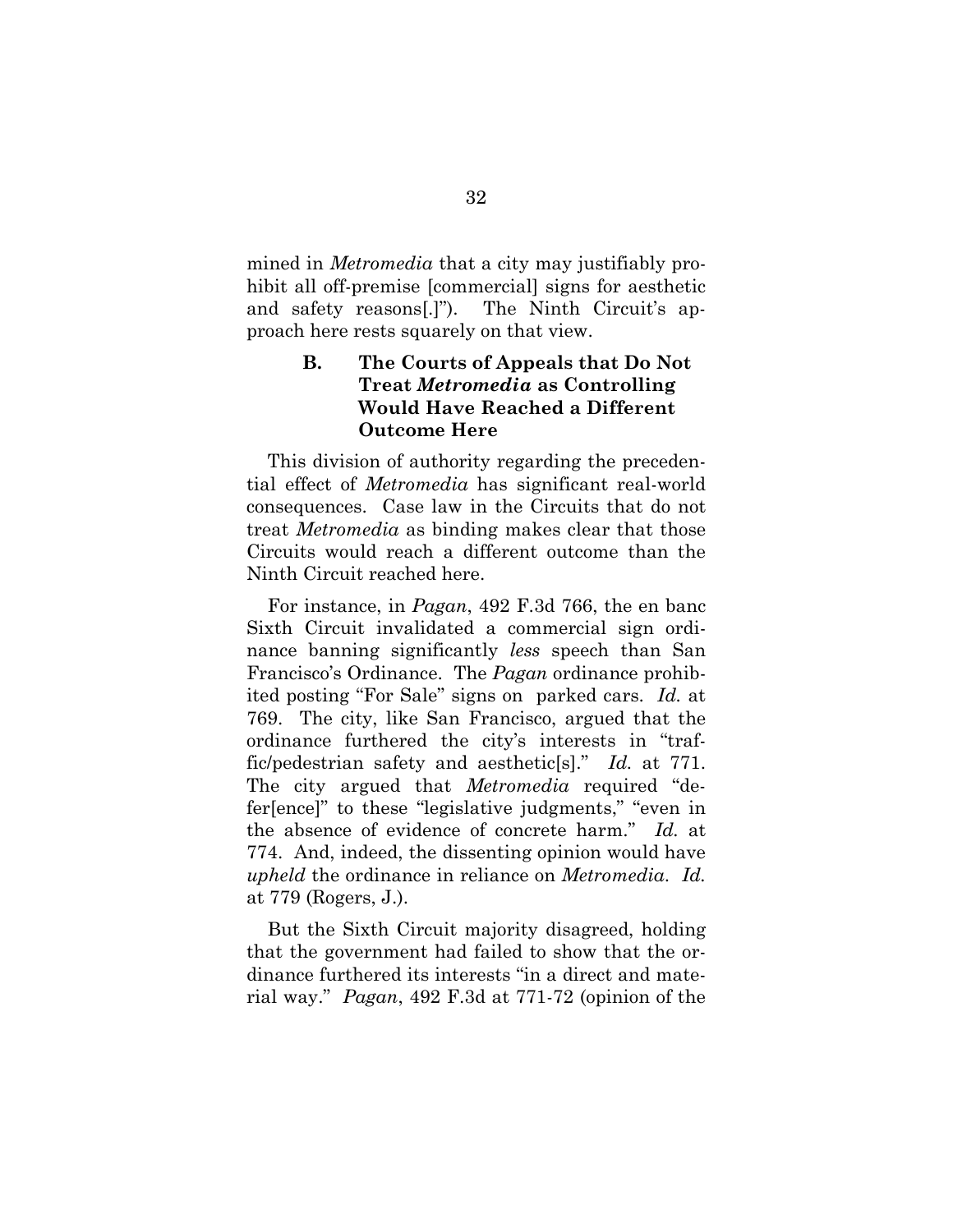mined in *Metromedia* that a city may justifiably prohibit all off-premise [commercial] signs for aesthetic and safety reasons[.]"). The Ninth Circuit's approach here rests squarely on that view.

### B. The Courts of Appeals that Do Not Treat *Metromedia* as Controlling Would Have Reached a Different Outcome Here

This division of authority regarding the precedential effect of *Metromedia* has significant real-world consequences. Case law in the Circuits that do not treat *Metromedia* as binding makes clear that those Circuits would reach a different outcome than the Ninth Circuit reached here.

For instance, in *Pagan*, 492 F.3d 766, the en banc Sixth Circuit invalidated a commercial sign ordinance banning significantly *less* speech than San Francisco's Ordinance. The *Pagan* ordinance prohibited posting "For Sale" signs on parked cars. *Id.* at 769. The city, like San Francisco, argued that the ordinance furthered the city's interests in "traffic/pedestrian safety and aesthetic[s]." *Id.* at 771. The city argued that *Metromedia* required "defer[ence]" to these "legislative judgments," "even in the absence of evidence of concrete harm." *Id.* at 774. And, indeed, the dissenting opinion would have *upheld* the ordinance in reliance on *Metromedia*. *Id.* at 779 (Rogers, J.).

But the Sixth Circuit majority disagreed, holding that the government had failed to show that the ordinance furthered its interests "in a direct and material way." *Pagan*, 492 F.3d at 771-72 (opinion of the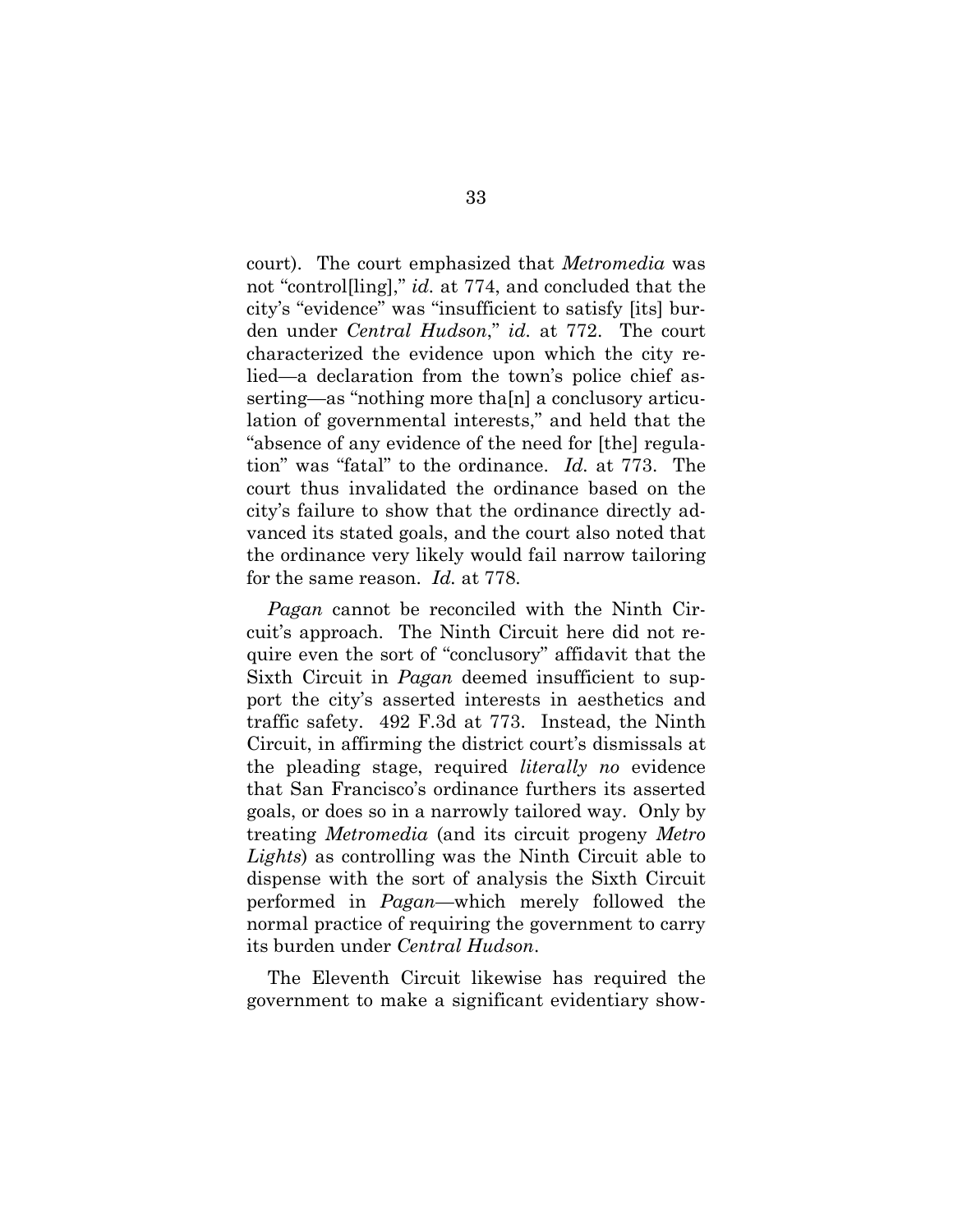court). The court emphasized that *Metromedia* was not "control[ling]," *id.* at 774, and concluded that the city's "evidence" was "insufficient to satisfy [its] burden under *Central Hudson*," *id.* at 772. The court characterized the evidence upon which the city relied—a declaration from the town's police chief asserting—as "nothing more tha[n] a conclusory articulation of governmental interests," and held that the "absence of any evidence of the need for [the] regulation" was "fatal" to the ordinance. *Id.* at 773. The court thus invalidated the ordinance based on the city's failure to show that the ordinance directly advanced its stated goals, and the court also noted that the ordinance very likely would fail narrow tailoring for the same reason. *Id.* at 778.

*Pagan* cannot be reconciled with the Ninth Circuit's approach. The Ninth Circuit here did not require even the sort of "conclusory" affidavit that the Sixth Circuit in *Pagan* deemed insufficient to support the city's asserted interests in aesthetics and traffic safety. 492 F.3d at 773. Instead, the Ninth Circuit, in affirming the district court's dismissals at the pleading stage, required *literally no* evidence that San Francisco's ordinance furthers its asserted goals, or does so in a narrowly tailored way. Only by treating *Metromedia* (and its circuit progeny *Metro Lights*) as controlling was the Ninth Circuit able to dispense with the sort of analysis the Sixth Circuit performed in *Pagan*—which merely followed the normal practice of requiring the government to carry its burden under *Central Hudson*.

The Eleventh Circuit likewise has required the government to make a significant evidentiary show-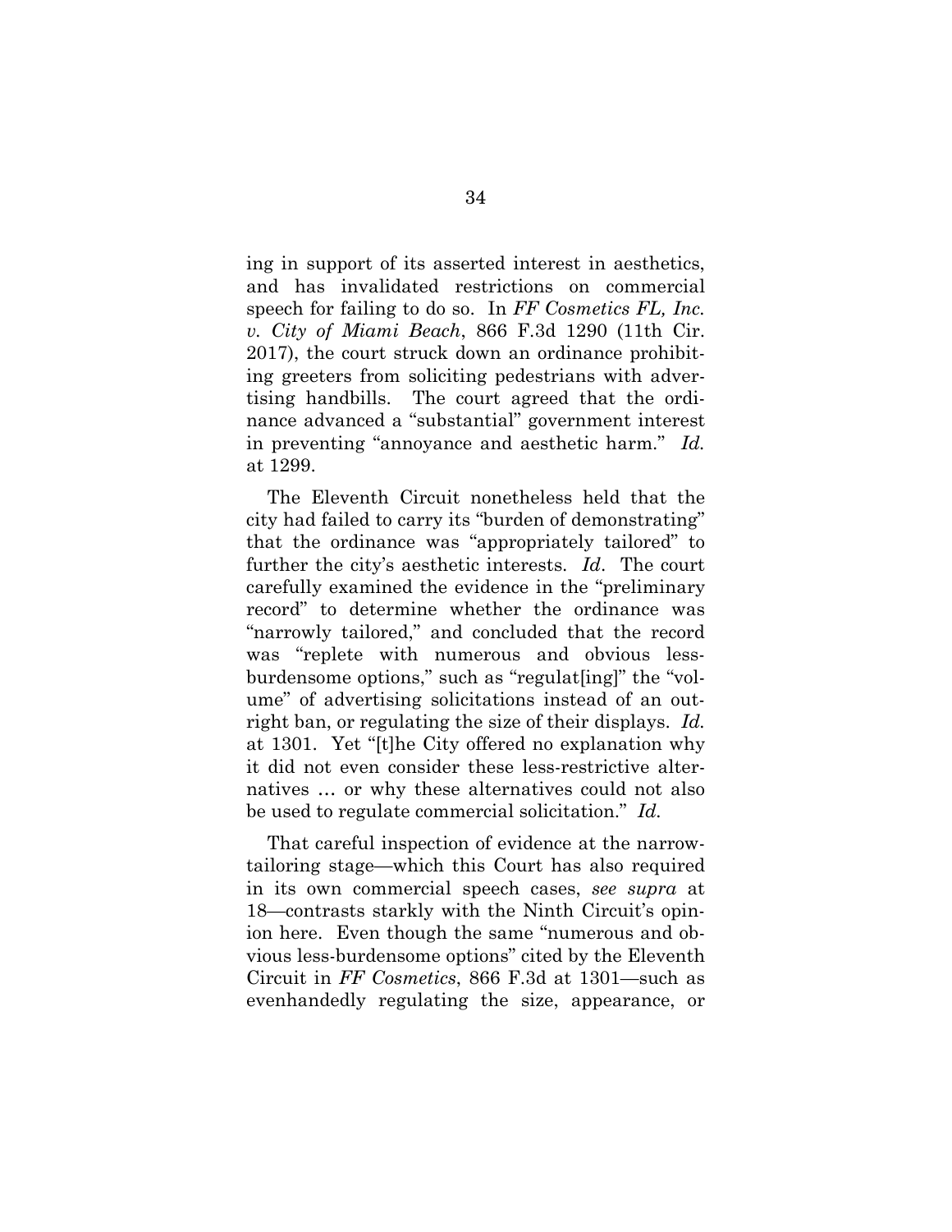ing in support of its asserted interest in aesthetics, and has invalidated restrictions on commercial speech for failing to do so. In *FF Cosmetics FL, Inc. v. City of Miami Beach*, 866 F.3d 1290 (11th Cir. 2017), the court struck down an ordinance prohibiting greeters from soliciting pedestrians with advertising handbills. The court agreed that the ordinance advanced a "substantial" government interest in preventing "annoyance and aesthetic harm." *Id.* at 1299.

The Eleventh Circuit nonetheless held that the city had failed to carry its "burden of demonstrating" that the ordinance was "appropriately tailored" to further the city's aesthetic interests. *Id*. The court carefully examined the evidence in the "preliminary record" to determine whether the ordinance was "narrowly tailored," and concluded that the record was "replete with numerous and obvious less-burdensome options," such as "regulat[ing]" the "volume" of advertising solicitations instead of an outright ban, or regulating the size of their displays. *Id.* at 1301. Yet "[t]he City offered no explanation why it did not even consider these less-restrictive alternatives … or why these alternatives could not also be used to regulate commercial solicitation." *Id.*

That careful inspection of evidence at the narrow-tailoring stage—which this Court has also required in its own commercial speech cases, *see supra* at 18—contrasts starkly with the Ninth Circuit's opinion here. Even though the same "numerous and obvious less-burdensome options" cited by the Eleventh Circuit in *FF Cosmetics*, 866 F.3d at 1301—such as evenhandedly regulating the size, appearance, or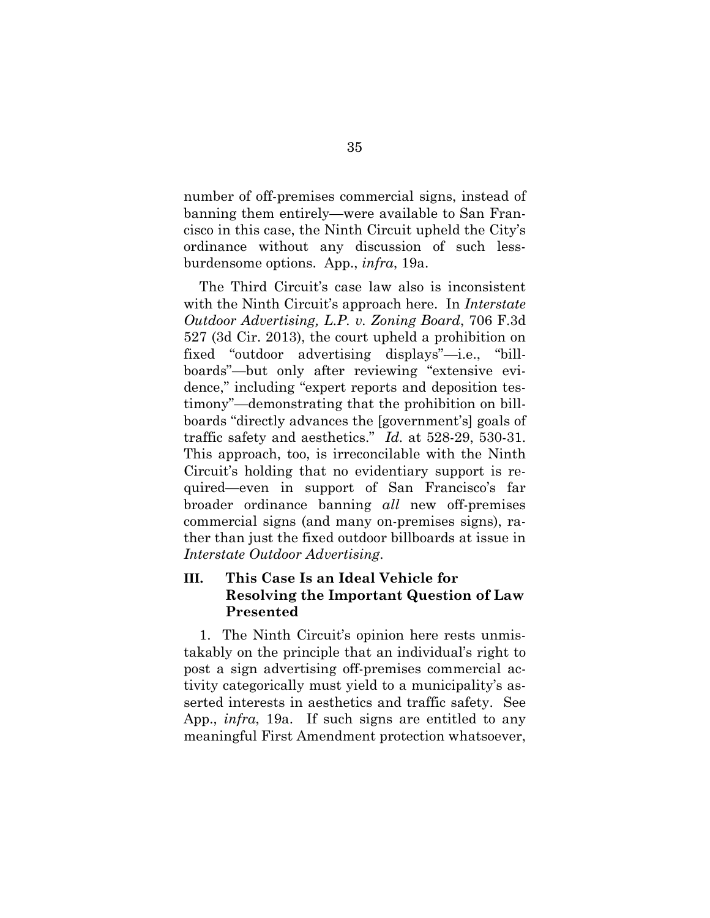number of off-premises commercial signs, instead of banning them entirely—were available to San Francisco in this case, the Ninth Circuit upheld the City's ordinance without any discussion of such less-burdensome options. App., *infra*, 19a.

The Third Circuit's case law also is inconsistent with the Ninth Circuit's approach here. In *Interstate Outdoor Advertising, L.P. v. Zoning Board*, 706 F.3d 527 (3d Cir. 2013), the court upheld a prohibition on fixed "outdoor advertising displays"—i.e., "billboards"—but only after reviewing "extensive evidence," including "expert reports and deposition testimony"—demonstrating that the prohibition on billboards "directly advances the [government's] goals of traffic safety and aesthetics." *Id.* at 528-29, 530-31. This approach, too, is irreconcilable with the Ninth Circuit's holding that no evidentiary support is required—even in support of San Francisco's far broader ordinance banning *all* new off-premises commercial signs (and many on-premises signs), rather than just the fixed outdoor billboards at issue in *Interstate Outdoor Advertising*.

## III. This Case Is an Ideal Vehicle for Resolving the Important Question of Law Presented

1. The Ninth Circuit's opinion here rests unmistakably on the principle that an individual's right to post a sign advertising off-premises commercial activity categorically must yield to a municipality's asserted interests in aesthetics and traffic safety. See App., *infra*, 19a. If such signs are entitled to any meaningful First Amendment protection whatsoever,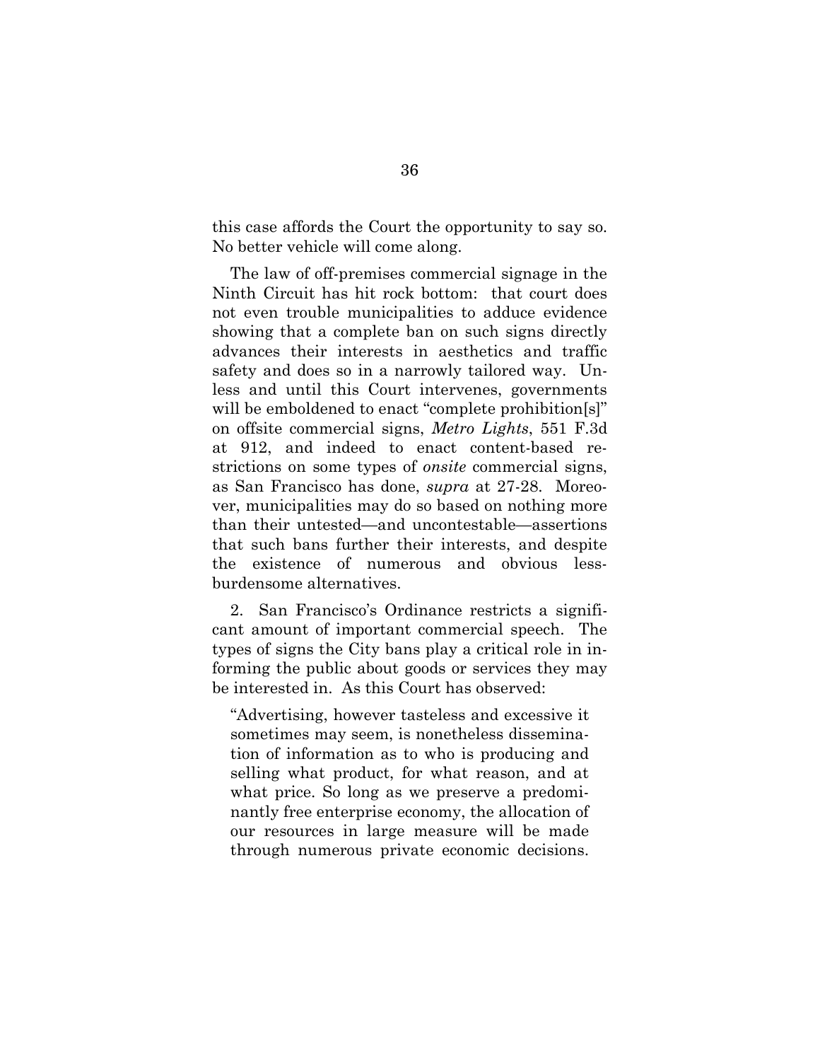this case affords the Court the opportunity to say so. No better vehicle will come along.

The law of off-premises commercial signage in the Ninth Circuit has hit rock bottom: that court does not even trouble municipalities to adduce evidence showing that a complete ban on such signs directly advances their interests in aesthetics and traffic safety and does so in a narrowly tailored way. Unless and until this Court intervenes, governments will be emboldened to enact "complete prohibition[s]" on offsite commercial signs, *Metro Lights*, 551 F.3d at 912, and indeed to enact content-based restrictions on some types of *onsite* commercial signs, as San Francisco has done, *supra* at 27-28. Moreover, municipalities may do so based on nothing more than their untested—and uncontestable—assertions that such bans further their interests, and despite the existence of numerous and obvious less-burdensome alternatives.

2. San Francisco's Ordinance restricts a significant amount of important commercial speech. The types of signs the City bans play a critical role in informing the public about goods or services they may be interested in. As this Court has observed:

> "Advertising, however tasteless and excessive it sometimes may seem, is nonetheless dissemination of information as to who is producing and selling what product, for what reason, and at what price. So long as we preserve a predominantly free enterprise economy, the allocation of our resources in large measure will be made through numerous private economic decisions.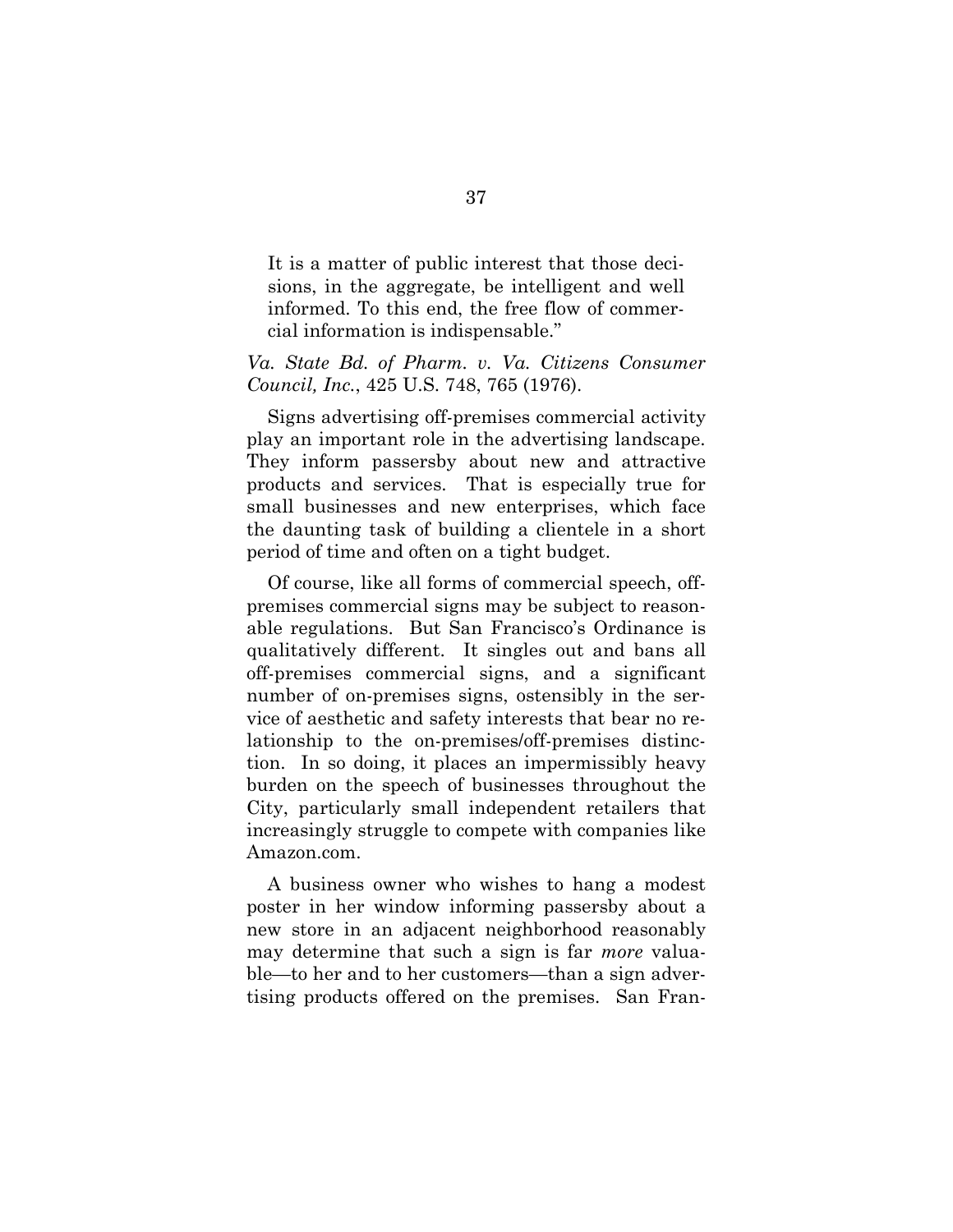It is a matter of public interest that those decisions, in the aggregate, be intelligent and well informed. To this end, the free flow of commercial information is indispensable."

*Va. State Bd. of Pharm. v. Va. Citizens Consumer Council, Inc.*, 425 U.S. 748, 765 (1976).

Signs advertising off-premises commercial activity play an important role in the advertising landscape. They inform passersby about new and attractive products and services. That is especially true for small businesses and new enterprises, which face the daunting task of building a clientele in a short period of time and often on a tight budget.

Of course, like all forms of commercial speech, off-premises commercial signs may be subject to reasonable regulations. But San Francisco's Ordinance is qualitatively different. It singles out and bans all off-premises commercial signs, and a significant number of on-premises signs, ostensibly in the service of aesthetic and safety interests that bear no relationship to the on-premises/off-premises distinction. In so doing, it places an impermissibly heavy burden on the speech of businesses throughout the City, particularly small independent retailers that increasingly struggle to compete with companies like Amazon.com.

A business owner who wishes to hang a modest poster in her window informing passersby about a new store in an adjacent neighborhood reasonably may determine that such a sign is far *more* valuable—to her and to her customers—than a sign advertising products offered on the premises. San Fran-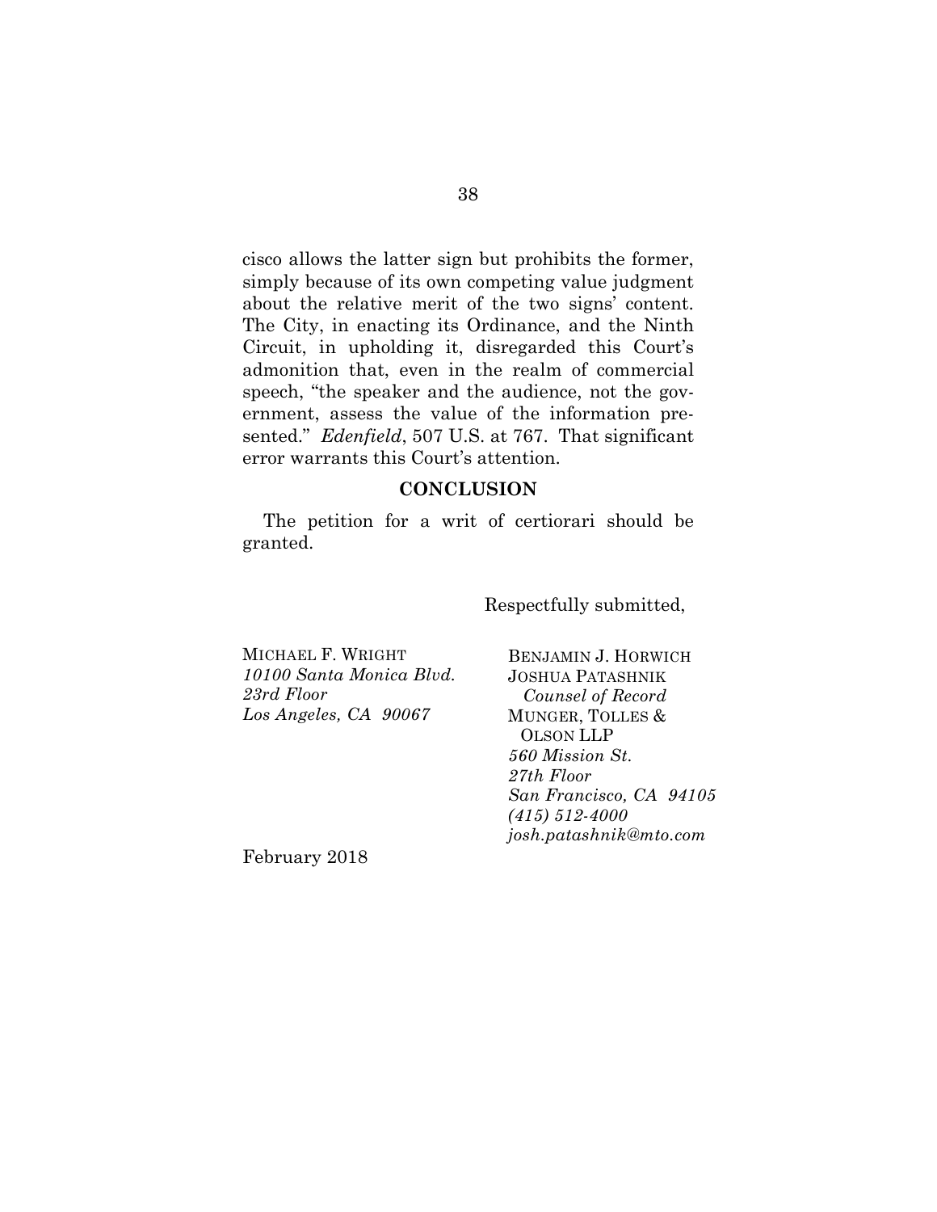cisco allows the latter sign but prohibits the former, simply because of its own competing value judgment about the relative merit of the two signs' content. The City, in enacting its Ordinance, and the Ninth Circuit, in upholding it, disregarded this Court's admonition that, even in the realm of commercial speech, "the speaker and the audience, not the government, assess the value of the information presented." *Edenfield*, 507 U.S. at 767. That significant error warrants this Court's attention.

## CONCLUSION

The petition for a writ of certiorari should be granted.

Respectfully submitted,

MICHAEL F. WRIGHT
*10100 Santa Monica Blvd.*
*23rd Floor*
*Los Angeles, CA 90067*

BENJAMIN J. HORWICH
JOSHUA PATASHNIK
*Counsel of Record*
MUNGER, TOLLES & OLSON LLP
*560 Mission St.*
*27th Floor*
*San Francisco, CA 94105*
*(415) 512-4000*
*josh.patashnik@mto.com*

February 2018